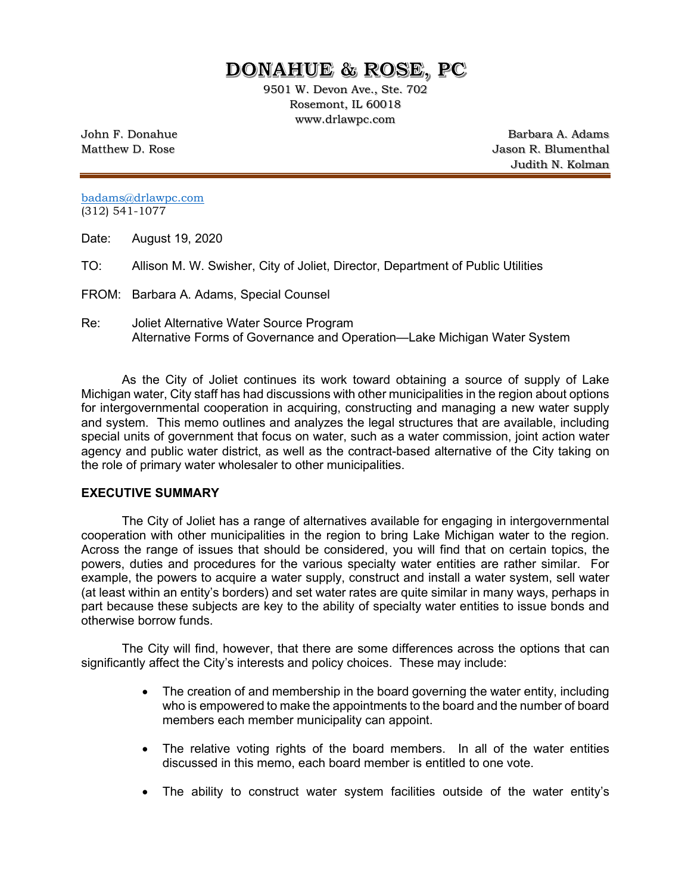# DONAHUE & ROSE, PC

9501 W. Devon Ave., Ste. 702
Rosemont, IL 60018
www.drlawpc.com

John F. Donahue
Matthew D. Rose

Barbara A. Adams
Jason R. Blumenthal
Judith N. Kolman

---

badams@drlawpc.com
(312) 541-1077

Date: August 19, 2020

TO: Allison M. W. Swisher, City of Joliet, Director, Department of Public Utilities

FROM: Barbara A. Adams, Special Counsel

Re: Joliet Alternative Water Source Program
Alternative Forms of Governance and Operation—Lake Michigan Water System

As the City of Joliet continues its work toward obtaining a source of supply of Lake Michigan water, City staff has had discussions with other municipalities in the region about options for intergovernmental cooperation in acquiring, constructing and managing a new water supply and system. This memo outlines and analyzes the legal structures that are available, including special units of government that focus on water, such as a water commission, joint action water agency and public water district, as well as the contract-based alternative of the City taking on the role of primary water wholesaler to other municipalities.

**EXECUTIVE SUMMARY**

The City of Joliet has a range of alternatives available for engaging in intergovernmental cooperation with other municipalities in the region to bring Lake Michigan water to the region. Across the range of issues that should be considered, you will find that on certain topics, the powers, duties and procedures for the various specialty water entities are rather similar. For example, the powers to acquire a water supply, construct and install a water system, sell water (at least within an entity's borders) and set water rates are quite similar in many ways, perhaps in part because these subjects are key to the ability of specialty water entities to issue bonds and otherwise borrow funds.

The City will find, however, that there are some differences across the options that can significantly affect the City's interests and policy choices. These may include:

- The creation of and membership in the board governing the water entity, including who is empowered to make the appointments to the board and the number of board members each member municipality can appoint.
- The relative voting rights of the board members. In all of the water entities discussed in this memo, each board member is entitled to one vote.
- The ability to construct water system facilities outside of the water entity's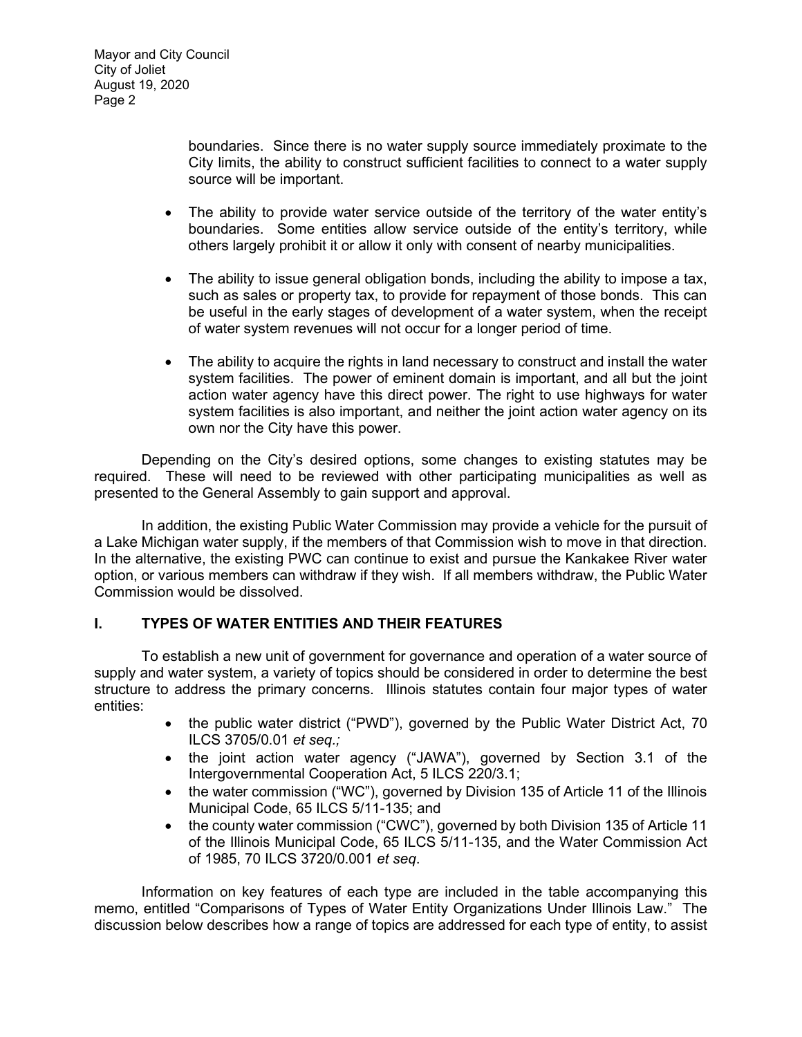boundaries. Since there is no water supply source immediately proximate to the City limits, the ability to construct sufficient facilities to connect to a water supply source will be important.

- The ability to provide water service outside of the territory of the water entity's boundaries. Some entities allow service outside of the entity's territory, while others largely prohibit it or allow it only with consent of nearby municipalities.
- The ability to issue general obligation bonds, including the ability to impose a tax, such as sales or property tax, to provide for repayment of those bonds. This can be useful in the early stages of development of a water system, when the receipt of water system revenues will not occur for a longer period of time.
- The ability to acquire the rights in land necessary to construct and install the water system facilities. The power of eminent domain is important, and all but the joint action water agency have this direct power. The right to use highways for water system facilities is also important, and neither the joint action water agency on its own nor the City have this power.

Depending on the City's desired options, some changes to existing statutes may be required. These will need to be reviewed with other participating municipalities as well as presented to the General Assembly to gain support and approval.

In addition, the existing Public Water Commission may provide a vehicle for the pursuit of a Lake Michigan water supply, if the members of that Commission wish to move in that direction. In the alternative, the existing PWC can continue to exist and pursue the Kankakee River water option, or various members can withdraw if they wish. If all members withdraw, the Public Water Commission would be dissolved.

## I. TYPES OF WATER ENTITIES AND THEIR FEATURES

To establish a new unit of government for governance and operation of a water source of supply and water system, a variety of topics should be considered in order to determine the best structure to address the primary concerns. Illinois statutes contain four major types of water entities:

- the public water district ("PWD"), governed by the Public Water District Act, 70 ILCS 3705/0.01 *et seq.;*
- the joint action water agency ("JAWA"), governed by Section 3.1 of the Intergovernmental Cooperation Act, 5 ILCS 220/3.1;
- the water commission ("WC"), governed by Division 135 of Article 11 of the Illinois Municipal Code, 65 ILCS 5/11-135; and
- the county water commission ("CWC"), governed by both Division 135 of Article 11 of the Illinois Municipal Code, 65 ILCS 5/11-135, and the Water Commission Act of 1985, 70 ILCS 3720/0.001 *et seq*.

Information on key features of each type are included in the table accompanying this memo, entitled "Comparisons of Types of Water Entity Organizations Under Illinois Law." The discussion below describes how a range of topics are addressed for each type of entity, to assist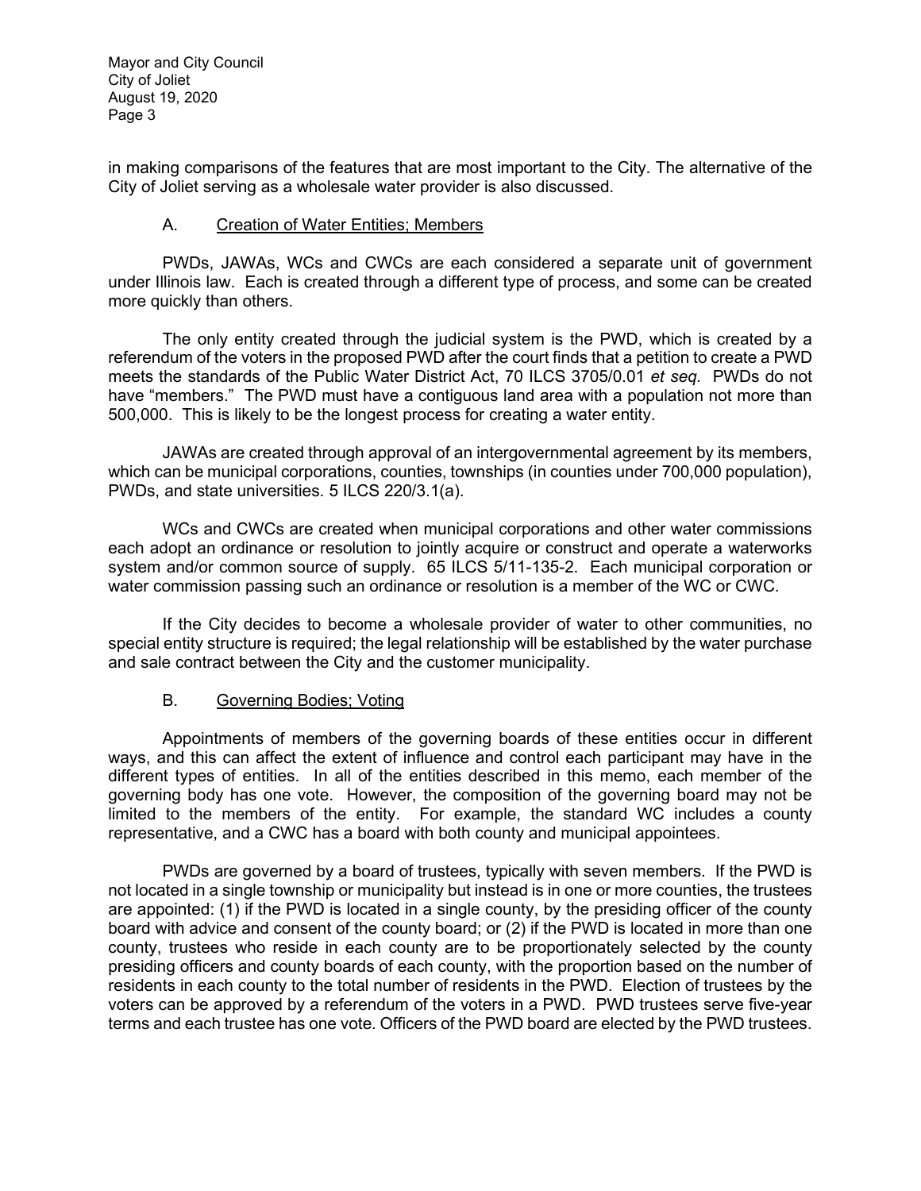in making comparisons of the features that are most important to the City. The alternative of the City of Joliet serving as a wholesale water provider is also discussed.

### A. <u>Creation of Water Entities; Members</u>

PWDs, JAWAs, WCs and CWCs are each considered a separate unit of government under Illinois law. Each is created through a different type of process, and some can be created more quickly than others.

The only entity created through the judicial system is the PWD, which is created by a referendum of the voters in the proposed PWD after the court finds that a petition to create a PWD meets the standards of the Public Water District Act, 70 ILCS 3705/0.01 *et seq.* PWDs do not have "members." The PWD must have a contiguous land area with a population not more than 500,000. This is likely to be the longest process for creating a water entity.

JAWAs are created through approval of an intergovernmental agreement by its members, which can be municipal corporations, counties, townships (in counties under 700,000 population), PWDs, and state universities. 5 ILCS 220/3.1(a).

WCs and CWCs are created when municipal corporations and other water commissions each adopt an ordinance or resolution to jointly acquire or construct and operate a waterworks system and/or common source of supply. 65 ILCS 5/11-135-2. Each municipal corporation or water commission passing such an ordinance or resolution is a member of the WC or CWC.

If the City decides to become a wholesale provider of water to other communities, no special entity structure is required; the legal relationship will be established by the water purchase and sale contract between the City and the customer municipality.

### B. <u>Governing Bodies; Voting</u>

Appointments of members of the governing boards of these entities occur in different ways, and this can affect the extent of influence and control each participant may have in the different types of entities. In all of the entities described in this memo, each member of the governing body has one vote. However, the composition of the governing board may not be limited to the members of the entity. For example, the standard WC includes a county representative, and a CWC has a board with both county and municipal appointees.

PWDs are governed by a board of trustees, typically with seven members. If the PWD is not located in a single township or municipality but instead is in one or more counties, the trustees are appointed: (1) if the PWD is located in a single county, by the presiding officer of the county board with advice and consent of the county board; or (2) if the PWD is located in more than one county, trustees who reside in each county are to be proportionately selected by the county presiding officers and county boards of each county, with the proportion based on the number of residents in each county to the total number of residents in the PWD. Election of trustees by the voters can be approved by a referendum of the voters in a PWD. PWD trustees serve five-year terms and each trustee has one vote. Officers of the PWD board are elected by the PWD trustees.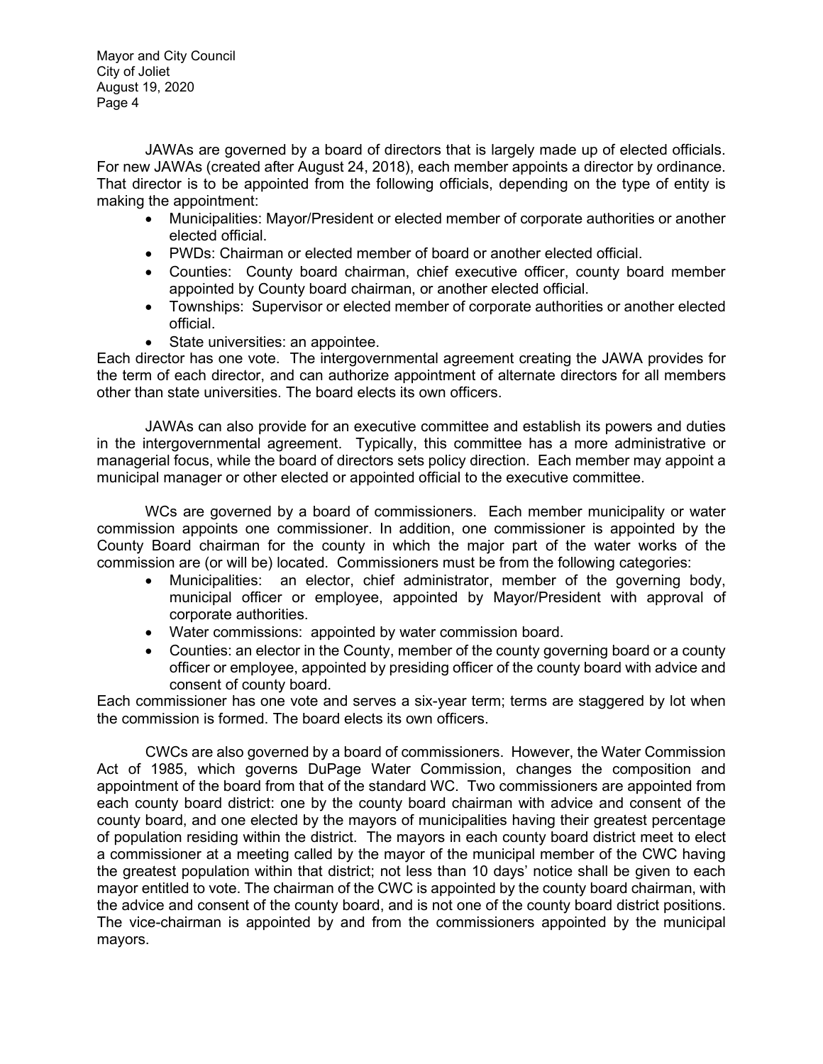JAWAs are governed by a board of directors that is largely made up of elected officials. For new JAWAs (created after August 24, 2018), each member appoints a director by ordinance. That director is to be appointed from the following officials, depending on the type of entity is making the appointment:

- Municipalities: Mayor/President or elected member of corporate authorities or another elected official.
- PWDs: Chairman or elected member of board or another elected official.
- Counties: County board chairman, chief executive officer, county board member appointed by County board chairman, or another elected official.
- Townships: Supervisor or elected member of corporate authorities or another elected official.
- State universities: an appointee.

Each director has one vote. The intergovernmental agreement creating the JAWA provides for the term of each director, and can authorize appointment of alternate directors for all members other than state universities. The board elects its own officers.

JAWAs can also provide for an executive committee and establish its powers and duties in the intergovernmental agreement. Typically, this committee has a more administrative or managerial focus, while the board of directors sets policy direction. Each member may appoint a municipal manager or other elected or appointed official to the executive committee.

WCs are governed by a board of commissioners. Each member municipality or water commission appoints one commissioner. In addition, one commissioner is appointed by the County Board chairman for the county in which the major part of the water works of the commission are (or will be) located. Commissioners must be from the following categories:

- Municipalities: an elector, chief administrator, member of the governing body, municipal officer or employee, appointed by Mayor/President with approval of corporate authorities.
- Water commissions: appointed by water commission board.
- Counties: an elector in the County, member of the county governing board or a county officer or employee, appointed by presiding officer of the county board with advice and consent of county board.

Each commissioner has one vote and serves a six-year term; terms are staggered by lot when the commission is formed. The board elects its own officers.

CWCs are also governed by a board of commissioners. However, the Water Commission Act of 1985, which governs DuPage Water Commission, changes the composition and appointment of the board from that of the standard WC. Two commissioners are appointed from each county board district: one by the county board chairman with advice and consent of the county board, and one elected by the mayors of municipalities having their greatest percentage of population residing within the district. The mayors in each county board district meet to elect a commissioner at a meeting called by the mayor of the municipal member of the CWC having the greatest population within that district; not less than 10 days' notice shall be given to each mayor entitled to vote. The chairman of the CWC is appointed by the county board chairman, with the advice and consent of the county board, and is not one of the county board district positions. The vice-chairman is appointed by and from the commissioners appointed by the municipal mayors.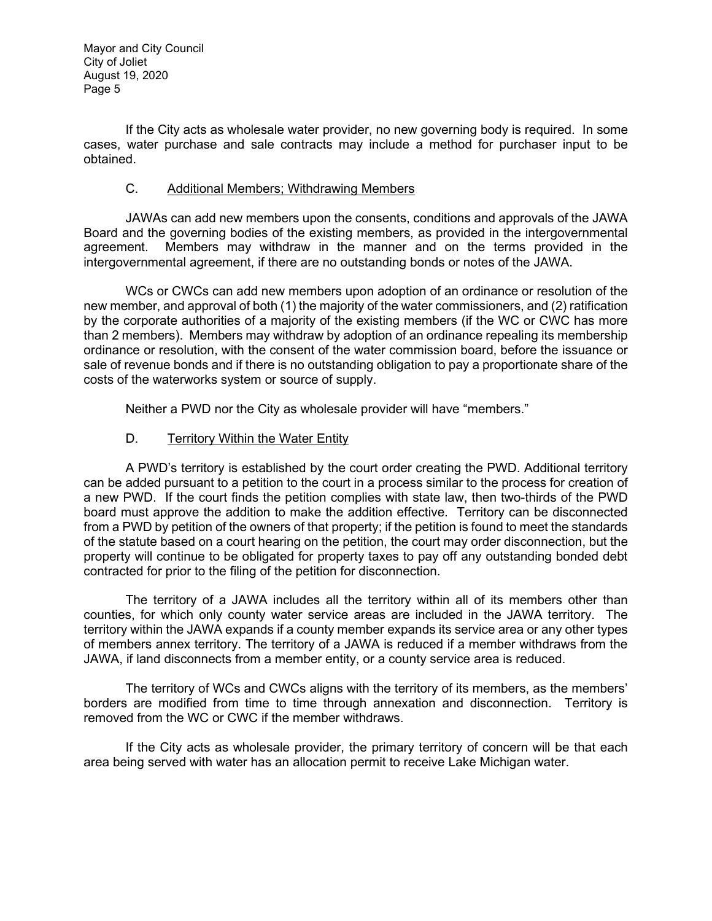If the City acts as wholesale water provider, no new governing body is required. In some cases, water purchase and sale contracts may include a method for purchaser input to be obtained.

### C. Additional Members; Withdrawing Members

JAWAs can add new members upon the consents, conditions and approvals of the JAWA Board and the governing bodies of the existing members, as provided in the intergovernmental agreement. Members may withdraw in the manner and on the terms provided in the intergovernmental agreement, if there are no outstanding bonds or notes of the JAWA.

WCs or CWCs can add new members upon adoption of an ordinance or resolution of the new member, and approval of both (1) the majority of the water commissioners, and (2) ratification by the corporate authorities of a majority of the existing members (if the WC or CWC has more than 2 members). Members may withdraw by adoption of an ordinance repealing its membership ordinance or resolution, with the consent of the water commission board, before the issuance or sale of revenue bonds and if there is no outstanding obligation to pay a proportionate share of the costs of the waterworks system or source of supply.

Neither a PWD nor the City as wholesale provider will have "members."

### D. Territory Within the Water Entity

A PWD's territory is established by the court order creating the PWD. Additional territory can be added pursuant to a petition to the court in a process similar to the process for creation of a new PWD. If the court finds the petition complies with state law, then two-thirds of the PWD board must approve the addition to make the addition effective. Territory can be disconnected from a PWD by petition of the owners of that property; if the petition is found to meet the standards of the statute based on a court hearing on the petition, the court may order disconnection, but the property will continue to be obligated for property taxes to pay off any outstanding bonded debt contracted for prior to the filing of the petition for disconnection.

The territory of a JAWA includes all the territory within all of its members other than counties, for which only county water service areas are included in the JAWA territory. The territory within the JAWA expands if a county member expands its service area or any other types of members annex territory. The territory of a JAWA is reduced if a member withdraws from the JAWA, if land disconnects from a member entity, or a county service area is reduced.

The territory of WCs and CWCs aligns with the territory of its members, as the members' borders are modified from time to time through annexation and disconnection. Territory is removed from the WC or CWC if the member withdraws.

If the City acts as wholesale provider, the primary territory of concern will be that each area being served with water has an allocation permit to receive Lake Michigan water.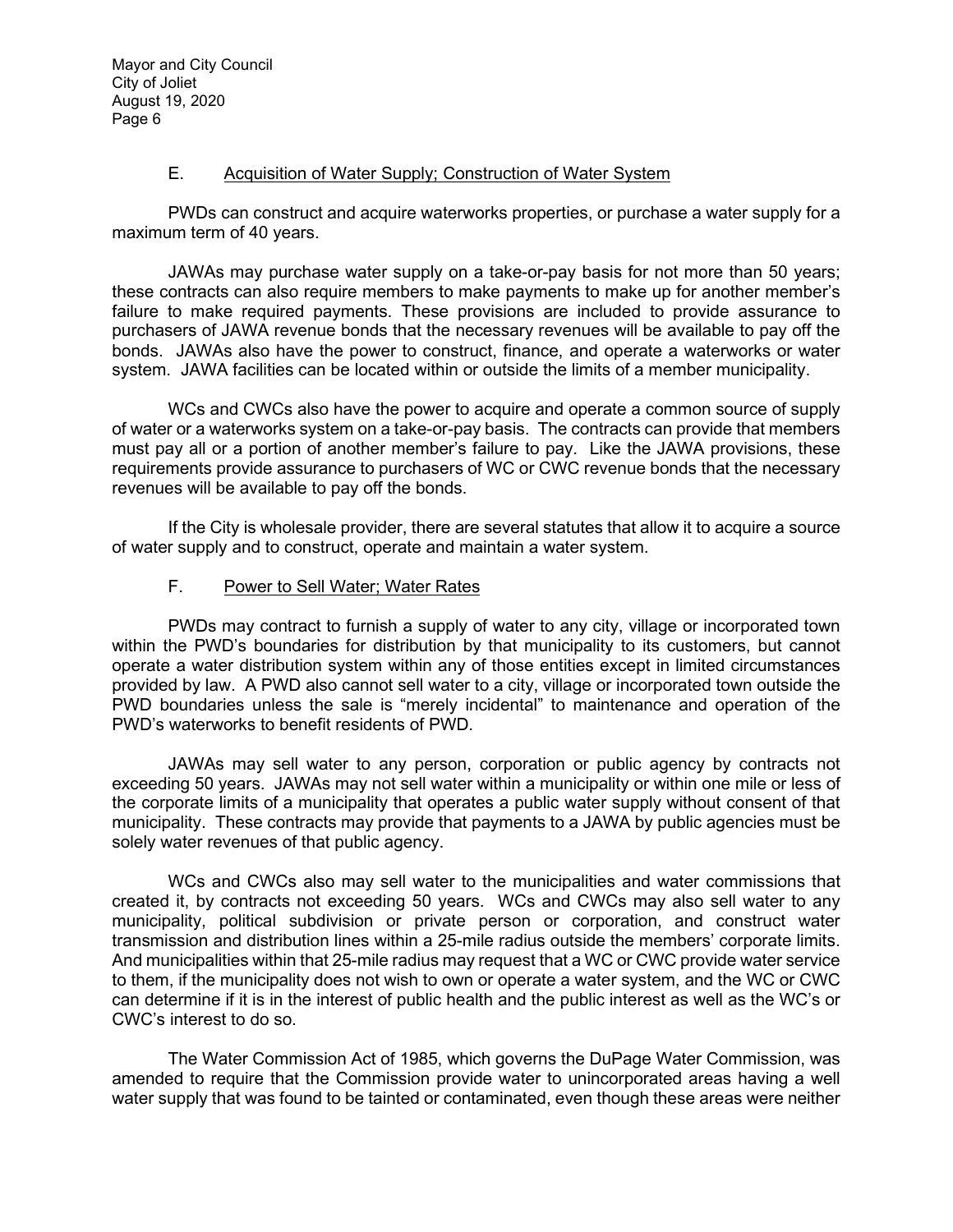E. Acquisition of Water Supply; Construction of Water System

PWDs can construct and acquire waterworks properties, or purchase a water supply for a maximum term of 40 years.

JAWAs may purchase water supply on a take-or-pay basis for not more than 50 years; these contracts can also require members to make payments to make up for another member's failure to make required payments. These provisions are included to provide assurance to purchasers of JAWA revenue bonds that the necessary revenues will be available to pay off the bonds. JAWAs also have the power to construct, finance, and operate a waterworks or water system. JAWA facilities can be located within or outside the limits of a member municipality.

WCs and CWCs also have the power to acquire and operate a common source of supply of water or a waterworks system on a take-or-pay basis. The contracts can provide that members must pay all or a portion of another member's failure to pay. Like the JAWA provisions, these requirements provide assurance to purchasers of WC or CWC revenue bonds that the necessary revenues will be available to pay off the bonds.

If the City is wholesale provider, there are several statutes that allow it to acquire a source of water supply and to construct, operate and maintain a water system.

F. Power to Sell Water; Water Rates

PWDs may contract to furnish a supply of water to any city, village or incorporated town within the PWD's boundaries for distribution by that municipality to its customers, but cannot operate a water distribution system within any of those entities except in limited circumstances provided by law. A PWD also cannot sell water to a city, village or incorporated town outside the PWD boundaries unless the sale is "merely incidental" to maintenance and operation of the PWD's waterworks to benefit residents of PWD.

JAWAs may sell water to any person, corporation or public agency by contracts not exceeding 50 years. JAWAs may not sell water within a municipality or within one mile or less of the corporate limits of a municipality that operates a public water supply without consent of that municipality. These contracts may provide that payments to a JAWA by public agencies must be solely water revenues of that public agency.

WCs and CWCs also may sell water to the municipalities and water commissions that created it, by contracts not exceeding 50 years. WCs and CWCs may also sell water to any municipality, political subdivision or private person or corporation, and construct water transmission and distribution lines within a 25-mile radius outside the members' corporate limits. And municipalities within that 25-mile radius may request that a WC or CWC provide water service to them, if the municipality does not wish to own or operate a water system, and the WC or CWC can determine if it is in the interest of public health and the public interest as well as the WC's or CWC's interest to do so.

The Water Commission Act of 1985, which governs the DuPage Water Commission, was amended to require that the Commission provide water to unincorporated areas having a well water supply that was found to be tainted or contaminated, even though these areas were neither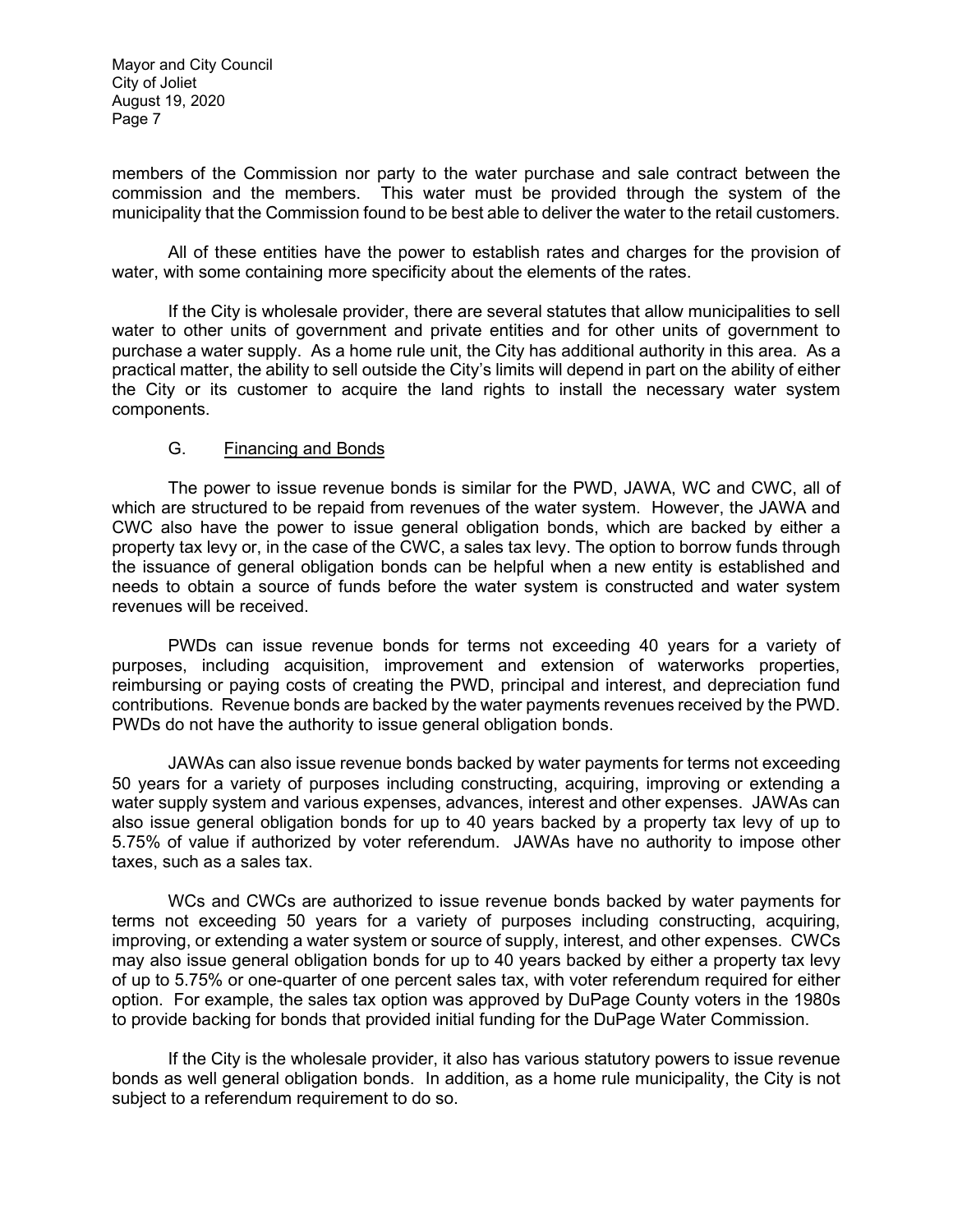members of the Commission nor party to the water purchase and sale contract between the commission and the members. This water must be provided through the system of the municipality that the Commission found to be best able to deliver the water to the retail customers.

All of these entities have the power to establish rates and charges for the provision of water, with some containing more specificity about the elements of the rates.

If the City is wholesale provider, there are several statutes that allow municipalities to sell water to other units of government and private entities and for other units of government to purchase a water supply. As a home rule unit, the City has additional authority in this area. As a practical matter, the ability to sell outside the City's limits will depend in part on the ability of either the City or its customer to acquire the land rights to install the necessary water system components.

### G. Financing and Bonds

The power to issue revenue bonds is similar for the PWD, JAWA, WC and CWC, all of which are structured to be repaid from revenues of the water system. However, the JAWA and CWC also have the power to issue general obligation bonds, which are backed by either a property tax levy or, in the case of the CWC, a sales tax levy. The option to borrow funds through the issuance of general obligation bonds can be helpful when a new entity is established and needs to obtain a source of funds before the water system is constructed and water system revenues will be received.

PWDs can issue revenue bonds for terms not exceeding 40 years for a variety of purposes, including acquisition, improvement and extension of waterworks properties, reimbursing or paying costs of creating the PWD, principal and interest, and depreciation fund contributions. Revenue bonds are backed by the water payments revenues received by the PWD. PWDs do not have the authority to issue general obligation bonds.

JAWAs can also issue revenue bonds backed by water payments for terms not exceeding 50 years for a variety of purposes including constructing, acquiring, improving or extending a water supply system and various expenses, advances, interest and other expenses. JAWAs can also issue general obligation bonds for up to 40 years backed by a property tax levy of up to 5.75% of value if authorized by voter referendum. JAWAs have no authority to impose other taxes, such as a sales tax.

WCs and CWCs are authorized to issue revenue bonds backed by water payments for terms not exceeding 50 years for a variety of purposes including constructing, acquiring, improving, or extending a water system or source of supply, interest, and other expenses. CWCs may also issue general obligation bonds for up to 40 years backed by either a property tax levy of up to 5.75% or one-quarter of one percent sales tax, with voter referendum required for either option. For example, the sales tax option was approved by DuPage County voters in the 1980s to provide backing for bonds that provided initial funding for the DuPage Water Commission.

If the City is the wholesale provider, it also has various statutory powers to issue revenue bonds as well general obligation bonds. In addition, as a home rule municipality, the City is not subject to a referendum requirement to do so.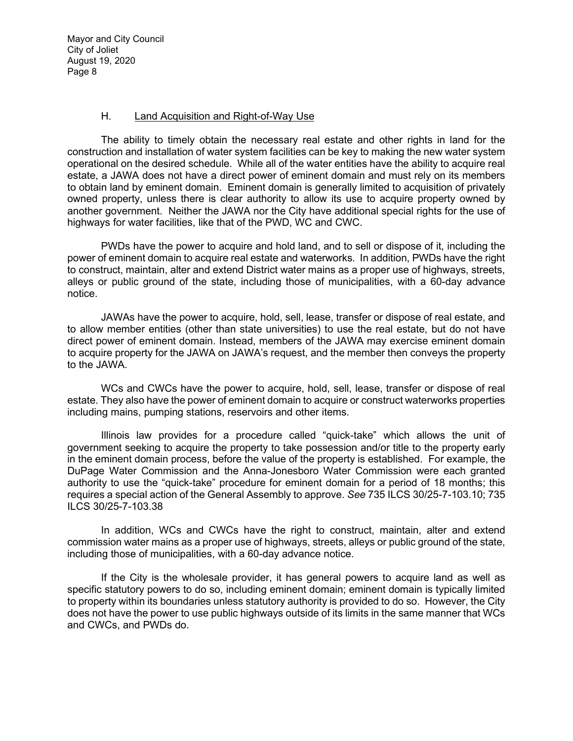### H. Land Acquisition and Right-of-Way Use

The ability to timely obtain the necessary real estate and other rights in land for the construction and installation of water system facilities can be key to making the new water system operational on the desired schedule. While all of the water entities have the ability to acquire real estate, a JAWA does not have a direct power of eminent domain and must rely on its members to obtain land by eminent domain. Eminent domain is generally limited to acquisition of privately owned property, unless there is clear authority to allow its use to acquire property owned by another government. Neither the JAWA nor the City have additional special rights for the use of highways for water facilities, like that of the PWD, WC and CWC.

PWDs have the power to acquire and hold land, and to sell or dispose of it, including the power of eminent domain to acquire real estate and waterworks. In addition, PWDs have the right to construct, maintain, alter and extend District water mains as a proper use of highways, streets, alleys or public ground of the state, including those of municipalities, with a 60-day advance notice.

JAWAs have the power to acquire, hold, sell, lease, transfer or dispose of real estate, and to allow member entities (other than state universities) to use the real estate, but do not have direct power of eminent domain. Instead, members of the JAWA may exercise eminent domain to acquire property for the JAWA on JAWA's request, and the member then conveys the property to the JAWA.

WCs and CWCs have the power to acquire, hold, sell, lease, transfer or dispose of real estate. They also have the power of eminent domain to acquire or construct waterworks properties including mains, pumping stations, reservoirs and other items.

Illinois law provides for a procedure called "quick-take" which allows the unit of government seeking to acquire the property to take possession and/or title to the property early in the eminent domain process, before the value of the property is established. For example, the DuPage Water Commission and the Anna-Jonesboro Water Commission were each granted authority to use the "quick-take" procedure for eminent domain for a period of 18 months; this requires a special action of the General Assembly to approve. *See* 735 ILCS 30/25-7-103.10; 735 ILCS 30/25-7-103.38

In addition, WCs and CWCs have the right to construct, maintain, alter and extend commission water mains as a proper use of highways, streets, alleys or public ground of the state, including those of municipalities, with a 60-day advance notice.

If the City is the wholesale provider, it has general powers to acquire land as well as specific statutory powers to do so, including eminent domain; eminent domain is typically limited to property within its boundaries unless statutory authority is provided to do so. However, the City does not have the power to use public highways outside of its limits in the same manner that WCs and CWCs, and PWDs do.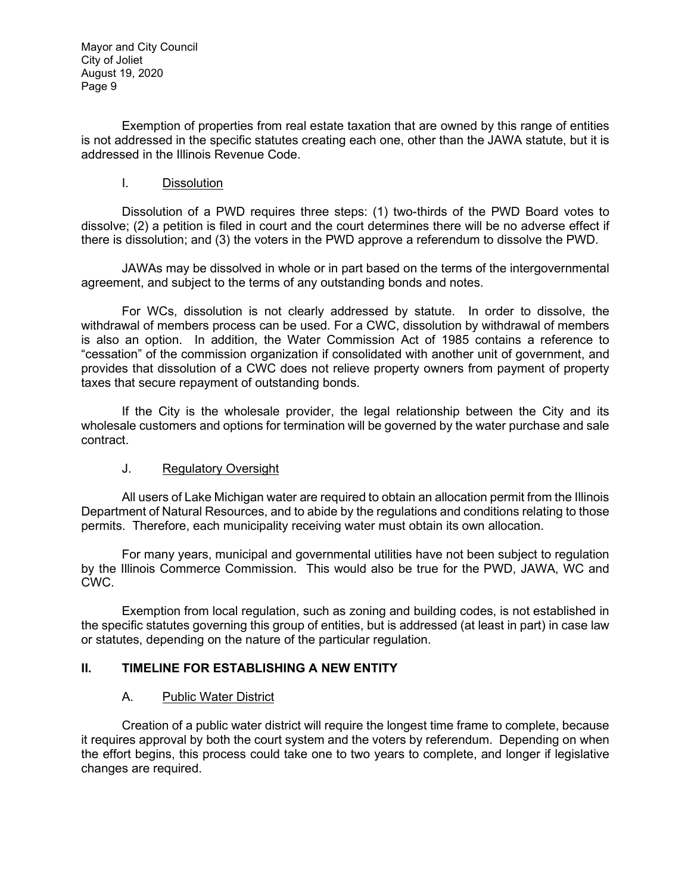Exemption of properties from real estate taxation that are owned by this range of entities is not addressed in the specific statutes creating each one, other than the JAWA statute, but it is addressed in the Illinois Revenue Code.

### I. Dissolution

Dissolution of a PWD requires three steps: (1) two-thirds of the PWD Board votes to dissolve; (2) a petition is filed in court and the court determines there will be no adverse effect if there is dissolution; and (3) the voters in the PWD approve a referendum to dissolve the PWD.

JAWAs may be dissolved in whole or in part based on the terms of the intergovernmental agreement, and subject to the terms of any outstanding bonds and notes.

For WCs, dissolution is not clearly addressed by statute. In order to dissolve, the withdrawal of members process can be used. For a CWC, dissolution by withdrawal of members is also an option. In addition, the Water Commission Act of 1985 contains a reference to "cessation" of the commission organization if consolidated with another unit of government, and provides that dissolution of a CWC does not relieve property owners from payment of property taxes that secure repayment of outstanding bonds.

If the City is the wholesale provider, the legal relationship between the City and its wholesale customers and options for termination will be governed by the water purchase and sale contract.

### J. Regulatory Oversight

All users of Lake Michigan water are required to obtain an allocation permit from the Illinois Department of Natural Resources, and to abide by the regulations and conditions relating to those permits. Therefore, each municipality receiving water must obtain its own allocation.

For many years, municipal and governmental utilities have not been subject to regulation by the Illinois Commerce Commission. This would also be true for the PWD, JAWA, WC and CWC.

Exemption from local regulation, such as zoning and building codes, is not established in the specific statutes governing this group of entities, but is addressed (at least in part) in case law or statutes, depending on the nature of the particular regulation.

## II. TIMELINE FOR ESTABLISHING A NEW ENTITY

### A. Public Water District

Creation of a public water district will require the longest time frame to complete, because it requires approval by both the court system and the voters by referendum. Depending on when the effort begins, this process could take one to two years to complete, and longer if legislative changes are required.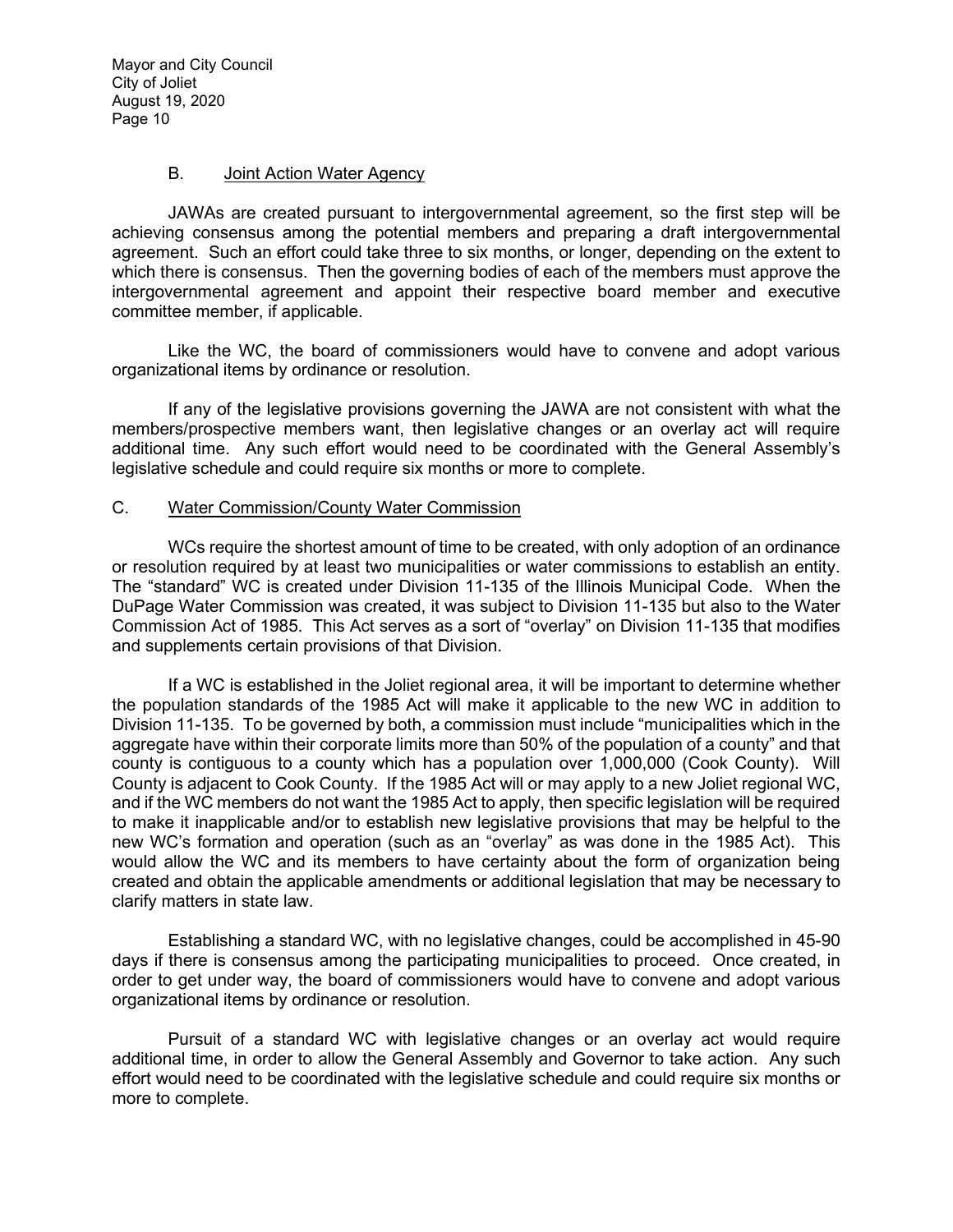### B. Joint Action Water Agency

JAWAs are created pursuant to intergovernmental agreement, so the first step will be achieving consensus among the potential members and preparing a draft intergovernmental agreement. Such an effort could take three to six months, or longer, depending on the extent to which there is consensus. Then the governing bodies of each of the members must approve the intergovernmental agreement and appoint their respective board member and executive committee member, if applicable.

Like the WC, the board of commissioners would have to convene and adopt various organizational items by ordinance or resolution.

If any of the legislative provisions governing the JAWA are not consistent with what the members/prospective members want, then legislative changes or an overlay act will require additional time. Any such effort would need to be coordinated with the General Assembly's legislative schedule and could require six months or more to complete.

### C. Water Commission/County Water Commission

WCs require the shortest amount of time to be created, with only adoption of an ordinance or resolution required by at least two municipalities or water commissions to establish an entity. The "standard" WC is created under Division 11-135 of the Illinois Municipal Code. When the DuPage Water Commission was created, it was subject to Division 11-135 but also to the Water Commission Act of 1985. This Act serves as a sort of "overlay" on Division 11-135 that modifies and supplements certain provisions of that Division.

If a WC is established in the Joliet regional area, it will be important to determine whether the population standards of the 1985 Act will make it applicable to the new WC in addition to Division 11-135. To be governed by both, a commission must include "municipalities which in the aggregate have within their corporate limits more than 50% of the population of a county" and that county is contiguous to a county which has a population over 1,000,000 (Cook County). Will County is adjacent to Cook County. If the 1985 Act will or may apply to a new Joliet regional WC, and if the WC members do not want the 1985 Act to apply, then specific legislation will be required to make it inapplicable and/or to establish new legislative provisions that may be helpful to the new WC's formation and operation (such as an "overlay" as was done in the 1985 Act). This would allow the WC and its members to have certainty about the form of organization being created and obtain the applicable amendments or additional legislation that may be necessary to clarify matters in state law.

Establishing a standard WC, with no legislative changes, could be accomplished in 45-90 days if there is consensus among the participating municipalities to proceed. Once created, in order to get under way, the board of commissioners would have to convene and adopt various organizational items by ordinance or resolution.

Pursuit of a standard WC with legislative changes or an overlay act would require additional time, in order to allow the General Assembly and Governor to take action. Any such effort would need to be coordinated with the legislative schedule and could require six months or more to complete.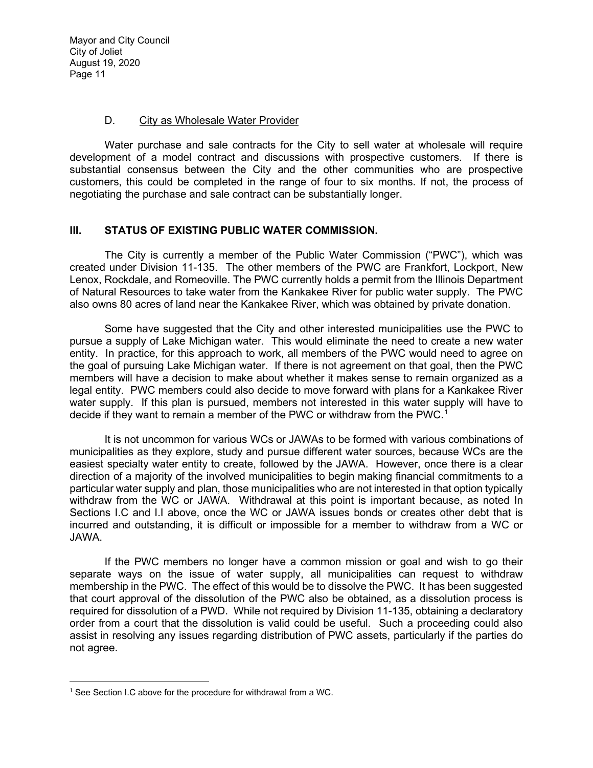### D. City as Wholesale Water Provider

Water purchase and sale contracts for the City to sell water at wholesale will require development of a model contract and discussions with prospective customers. If there is substantial consensus between the City and the other communities who are prospective customers, this could be completed in the range of four to six months. If not, the process of negotiating the purchase and sale contract can be substantially longer.

## III. STATUS OF EXISTING PUBLIC WATER COMMISSION.

The City is currently a member of the Public Water Commission ("PWC"), which was created under Division 11-135. The other members of the PWC are Frankfort, Lockport, New Lenox, Rockdale, and Romeoville. The PWC currently holds a permit from the Illinois Department of Natural Resources to take water from the Kankakee River for public water supply. The PWC also owns 80 acres of land near the Kankakee River, which was obtained by private donation.

Some have suggested that the City and other interested municipalities use the PWC to pursue a supply of Lake Michigan water. This would eliminate the need to create a new water entity. In practice, for this approach to work, all members of the PWC would need to agree on the goal of pursuing Lake Michigan water. If there is not agreement on that goal, then the PWC members will have a decision to make about whether it makes sense to remain organized as a legal entity. PWC members could also decide to move forward with plans for a Kankakee River water supply. If this plan is pursued, members not interested in this water supply will have to decide if they want to remain a member of the PWC or withdraw from the PWC.[1]

It is not uncommon for various WCs or JAWAs to be formed with various combinations of municipalities as they explore, study and pursue different water sources, because WCs are the easiest specialty water entity to create, followed by the JAWA. However, once there is a clear direction of a majority of the involved municipalities to begin making financial commitments to a particular water supply and plan, those municipalities who are not interested in that option typically withdraw from the WC or JAWA. Withdrawal at this point is important because, as noted In Sections I.C and I.I above, once the WC or JAWA issues bonds or creates other debt that is incurred and outstanding, it is difficult or impossible for a member to withdraw from a WC or JAWA.

If the PWC members no longer have a common mission or goal and wish to go their separate ways on the issue of water supply, all municipalities can request to withdraw membership in the PWC. The effect of this would be to dissolve the PWC. It has been suggested that court approval of the dissolution of the PWC also be obtained, as a dissolution process is required for dissolution of a PWD. While not required by Division 11-135, obtaining a declaratory order from a court that the dissolution is valid could be useful. Such a proceeding could also assist in resolving any issues regarding distribution of PWC assets, particularly if the parties do not agree.

---

[1] See Section I.C above for the procedure for withdrawal from a WC.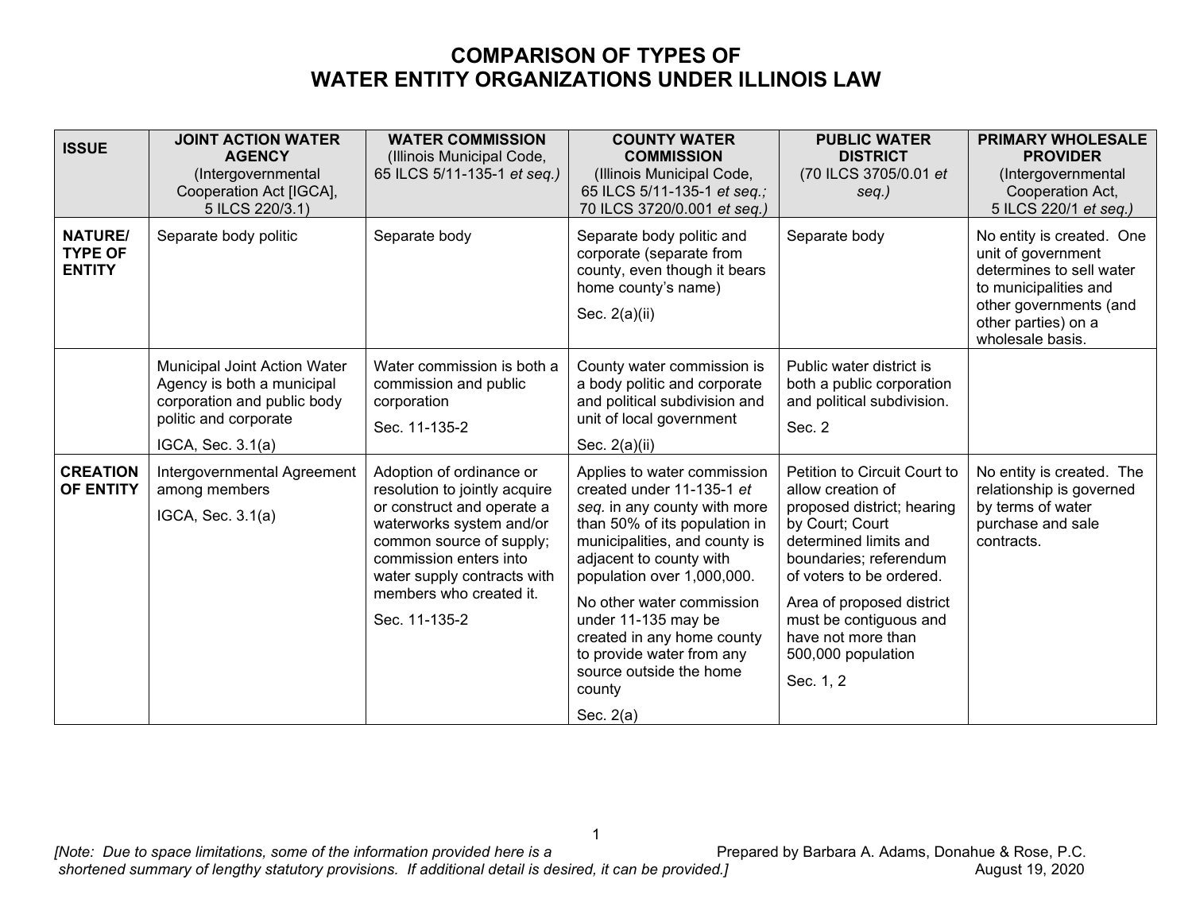# COMPARISON OF TYPES OF WATER ENTITY ORGANIZATIONS UNDER ILLINOIS LAW

| ISSUE | JOINT ACTION WATER AGENCY (Intergovernmental Cooperation Act [IGCA], 5 ILCS 220/3.1) | WATER COMMISSION (Illinois Municipal Code, 65 ILCS 5/11-135-1 *et seq.)* | COUNTY WATER COMMISSION (Illinois Municipal Code, 65 ILCS 5/11-135-1 *et seq.;* 70 ILCS 3720/0.001 *et seq.)* | PUBLIC WATER DISTRICT (70 ILCS 3705/0.01 *et seq.)* | PRIMARY WHOLESALE PROVIDER (Intergovernmental Cooperation Act, 5 ILCS 220/1 *et seq.)* |
|---|---|---|---|---|---|
| **NATURE/ TYPE OF ENTITY** | Separate body politic | Separate body | Separate body politic and corporate (separate from county, even though it bears home county's name)<br><br>Sec. 2(a)(ii) | Separate body | No entity is created. One unit of government determines to sell water to municipalities and other governments (and other parties) on a wholesale basis. |
| | Municipal Joint Action Water Agency is both a municipal corporation and public body politic and corporate<br><br>IGCA, Sec. 3.1(a) | Water commission is both a commission and public corporation<br><br>Sec. 11-135-2 | County water commission is a body politic and corporate and political subdivision and unit of local government<br><br>Sec. 2(a)(ii) | Public water district is both a public corporation and political subdivision.<br><br>Sec. 2 | |
| **CREATION OF ENTITY** | Intergovernmental Agreement among members<br><br>IGCA, Sec. 3.1(a) | Adoption of ordinance or resolution to jointly acquire or construct and operate a waterworks system and/or common source of supply; commission enters into water supply contracts with members who created it.<br><br>Sec. 11-135-2 | Applies to water commission created under 11-135-1 *et seq.* in any county with more than 50% of its population in municipalities, and county is adjacent to county with population over 1,000,000.<br><br>No other water commission under 11-135 may be created in any home county to provide water from any source outside the home county<br><br>Sec. 2(a) | Petition to Circuit Court to allow creation of proposed district; hearing by Court; Court determined limits and boundaries; referendum of voters to be ordered.<br><br>Area of proposed district must be contiguous and have not more than 500,000 population<br><br>Sec. 1, 2 | No entity is created. The relationship is governed by terms of water purchase and sale contracts. |

*[Note: Due to space limitations, some of the information provided here is a shortened summary of lengthy statutory provisions. If additional detail is desired, it can be provided.]*

Prepared by Barbara A. Adams, Donahue & Rose, P.C.
August 19, 2020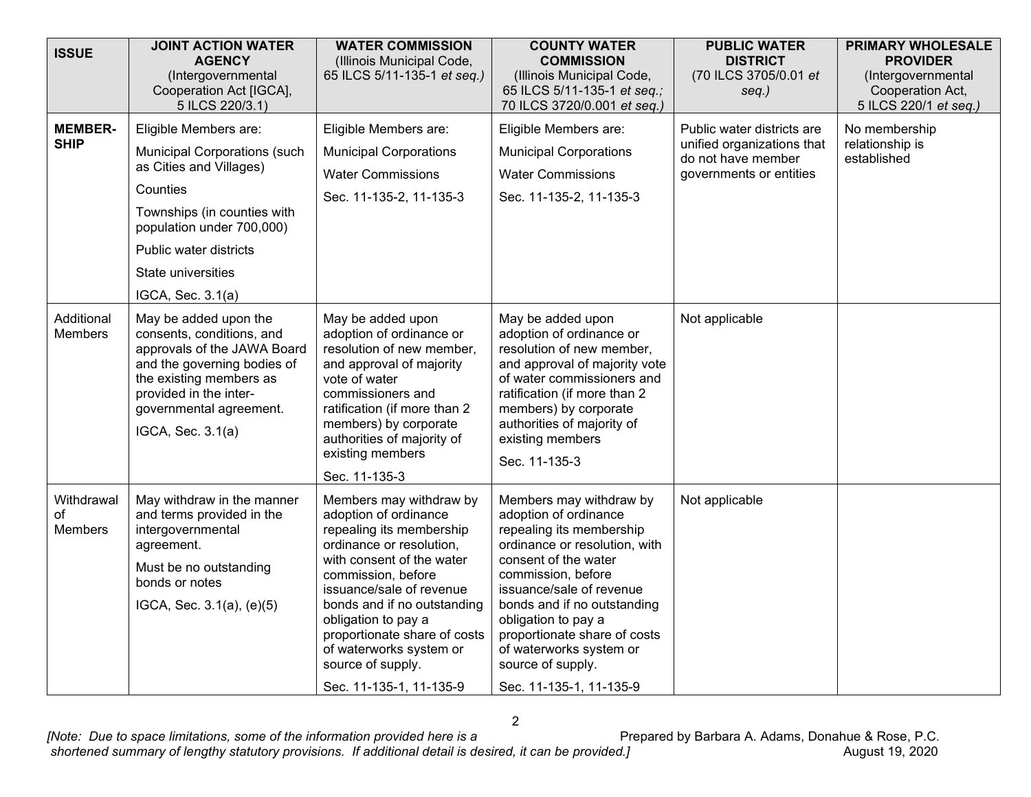| ISSUE | JOINT ACTION WATER AGENCY (Intergovernmental Cooperation Act [IGCA], 5 ILCS 220/3.1) | WATER COMMISSION (Illinois Municipal Code, 65 ILCS 5/11-135-1 *et seq.)* | COUNTY WATER COMMISSION (Illinois Municipal Code, 65 ILCS 5/11-135-1 *et seq.;* 70 ILCS 3720/0.001 *et seq.)* | PUBLIC WATER DISTRICT (70 ILCS 3705/0.01 *et seq.)* | PRIMARY WHOLESALE PROVIDER (Intergovernmental Cooperation Act, 5 ILCS 220/1 *et seq.)* |
|---|---|---|---|---|---|
| **MEMBER-SHIP** | Eligible Members are:<br>Municipal Corporations (such as Cities and Villages)<br>Counties<br>Townships (in counties with population under 700,000)<br>Public water districts<br>State universities<br>IGCA, Sec. 3.1(a) | Eligible Members are:<br>Municipal Corporations<br>Water Commissions<br>Sec. 11-135-2, 11-135-3 | Eligible Members are:<br>Municipal Corporations<br>Water Commissions<br>Sec. 11-135-2, 11-135-3 | Public water districts are unified organizations that do not have member governments or entities | No membership relationship is established |
| Additional Members | May be added upon the consents, conditions, and approvals of the JAWA Board and the governing bodies of the existing members as provided in the inter-governmental agreement.<br>IGCA, Sec. 3.1(a) | May be added upon adoption of ordinance or resolution of new member, and approval of majority vote of water commissioners and ratification (if more than 2 members) by corporate authorities of majority of existing members<br>Sec. 11-135-3 | May be added upon adoption of ordinance or resolution of new member, and approval of majority vote of water commissioners and ratification (if more than 2 members) by corporate authorities of majority of existing members<br>Sec. 11-135-3 | Not applicable | |
| Withdrawal of Members | May withdraw in the manner and terms provided in the intergovernmental agreement.<br>Must be no outstanding bonds or notes<br>IGCA, Sec. 3.1(a), (e)(5) | Members may withdraw by adoption of ordinance repealing its membership ordinance or resolution, with consent of the water commission, before issuance/sale of revenue bonds and if no outstanding obligation to pay a proportionate share of costs of waterworks system or source of supply.<br>Sec. 11-135-1, 11-135-9 | Members may withdraw by adoption of ordinance repealing its membership ordinance or resolution, with consent of the water commission, before issuance/sale of revenue bonds and if no outstanding obligation to pay a proportionate share of costs of waterworks system or source of supply.<br>Sec. 11-135-1, 11-135-9 | Not applicable | |

*[Note: Due to space limitations, some of the information provided here is a shortened summary of lengthy statutory provisions. If additional detail is desired, it can be provided.]*

Prepared by Barbara A. Adams, Donahue & Rose, P.C.
August 19, 2020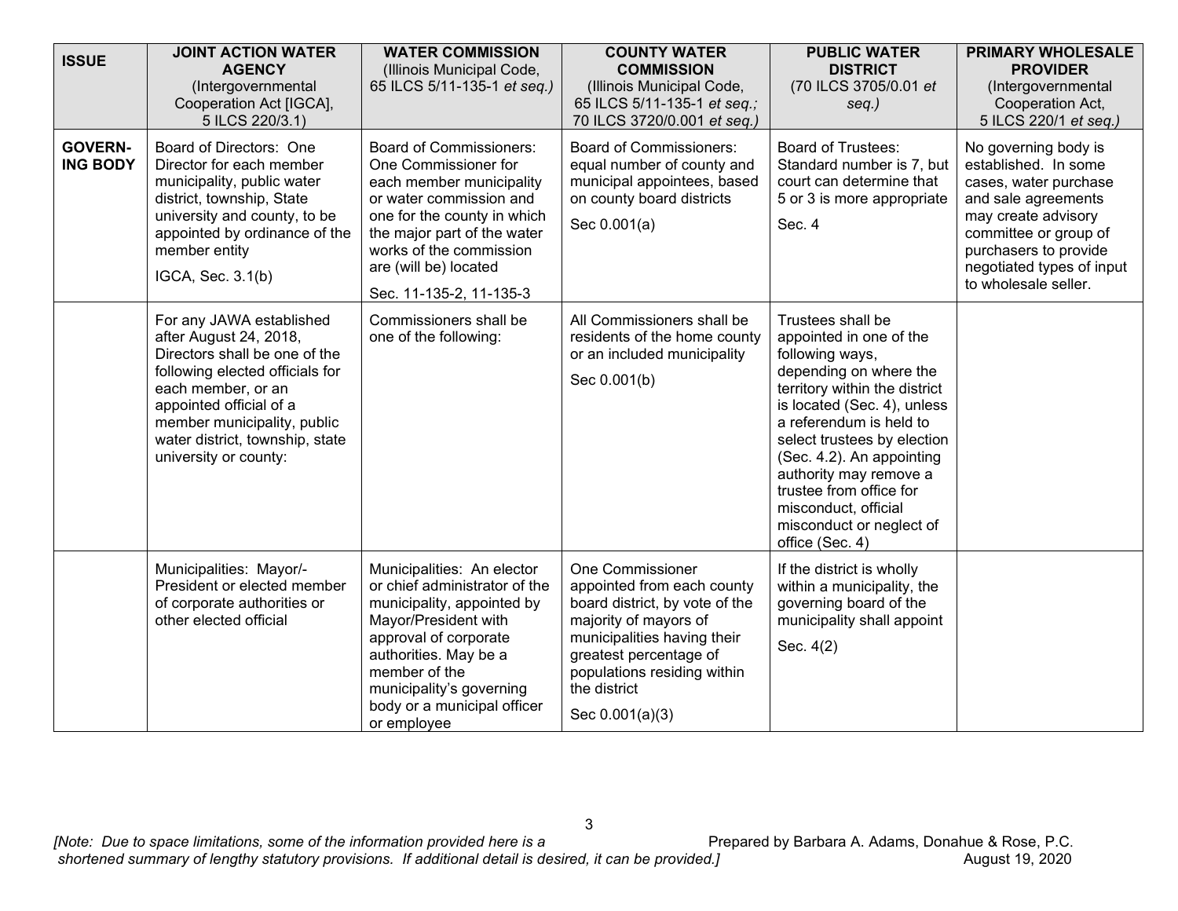| ISSUE | JOINT ACTION WATER AGENCY (Intergovernmental Cooperation Act [IGCA], 5 ILCS 220/3.1) | WATER COMMISSION (Illinois Municipal Code, 65 ILCS 5/11-135-1 *et seq.)* | COUNTY WATER COMMISSION (Illinois Municipal Code, 65 ILCS 5/11-135-1 *et seq.; 70 ILCS 3720/0.001 et seq.)* | PUBLIC WATER DISTRICT (70 ILCS 3705/0.01 *et seq.)* | PRIMARY WHOLESALE PROVIDER (Intergovernmental Cooperation Act, 5 ILCS 220/1 *et seq.)* |
|---|---|---|---|---|---|
| **GOVERNING BODY** | Board of Directors: One Director for each member municipality, public water district, township, State university and county, to be appointed by ordinance of the member entity<br><br>IGCA, Sec. 3.1(b) | Board of Commissioners: One Commissioner for each member municipality or water commission and one for the county in which the major part of the water works of the commission are (will be) located<br><br>Sec. 11-135-2, 11-135-3 | Board of Commissioners: equal number of county and municipal appointees, based on county board districts<br><br>Sec 0.001(a) | Board of Trustees: Standard number is 7, but court can determine that 5 or 3 is more appropriate<br><br>Sec. 4 | No governing body is established. In some cases, water purchase and sale agreements may create advisory committee or group of purchasers to provide negotiated types of input to wholesale seller. |
| | For any JAWA established after August 24, 2018, Directors shall be one of the following elected officials for each member, or an appointed official of a member municipality, public water district, township, state university or county: | Commissioners shall be one of the following: | All Commissioners shall be residents of the home county or an included municipality<br><br>Sec 0.001(b) | Trustees shall be appointed in one of the following ways, depending on where the territory within the district is located (Sec. 4), unless a referendum is held to select trustees by election (Sec. 4.2). An appointing authority may remove a trustee from office for misconduct, official misconduct or neglect of office (Sec. 4) | |
| | Municipalities: Mayor/-President or elected member of corporate authorities or other elected official | Municipalities: An elector or chief administrator of the municipality, appointed by Mayor/President with approval of corporate authorities. May be a member of the municipality's governing body or a municipal officer or employee | One Commissioner appointed from each county board district, by vote of the majority of mayors of municipalities having their greatest percentage of populations residing within the district<br><br>Sec 0.001(a)(3) | If the district is wholly within a municipality, the governing board of the municipality shall appoint<br><br>Sec. 4(2) | |

*[Note: Due to space limitations, some of the information provided here is a shortened summary of lengthy statutory provisions. If additional detail is desired, it can be provided.]*

Prepared by Barbara A. Adams, Donahue & Rose, P.C.
August 19, 2020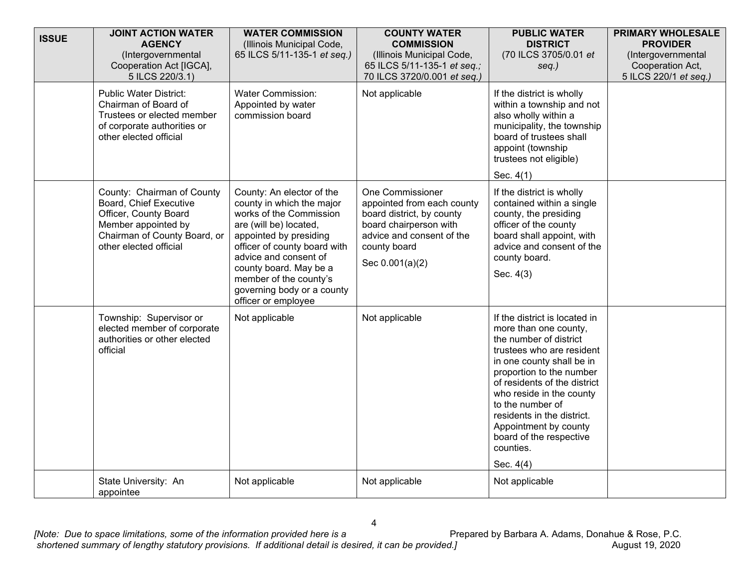| ISSUE | JOINT ACTION WATER AGENCY (Intergovernmental Cooperation Act [IGCA], 5 ILCS 220/3.1) | WATER COMMISSION (Illinois Municipal Code, 65 ILCS 5/11-135-1 *et seq.)* | COUNTY WATER COMMISSION (Illinois Municipal Code, 65 ILCS 5/11-135-1 *et seq.*; 70 ILCS 3720/0.001 *et seq.)* | PUBLIC WATER DISTRICT (70 ILCS 3705/0.01 *et seq.)* | PRIMARY WHOLESALE PROVIDER (Intergovernmental Cooperation Act, 5 ILCS 220/1 *et seq.)* |
|---|---|---|---|---|---|
| | Public Water District: Chairman of Board of Trustees or elected member of corporate authorities or other elected official | Water Commission: Appointed by water commission board | Not applicable | If the district is wholly within a township and not also wholly within a municipality, the township board of trustees shall appoint (township trustees not eligible)<br>Sec. 4(1) | |
| | County: Chairman of County Board, Chief Executive Officer, County Board Member appointed by Chairman of County Board, or other elected official | County: An elector of the county in which the major works of the Commission are (will be) located, appointed by presiding officer of county board with advice and consent of county board. May be a member of the county's governing body or a county officer or employee | One Commissioner appointed from each county board district, by county board chairperson with advice and consent of the county board<br>Sec 0.001(a)(2) | If the district is wholly contained within a single county, the presiding officer of the county board shall appoint, with advice and consent of the county board.<br>Sec. 4(3) | |
| | Township: Supervisor or elected member of corporate authorities or other elected official | Not applicable | Not applicable | If the district is located in more than one county, the number of district trustees who are resident in one county shall be in proportion to the number of residents of the district who reside in the county to the number of residents in the district. Appointment by county board of the respective counties.<br>Sec. 4(4) | |
| | State University: An appointee | Not applicable | Not applicable | Not applicable | |

*[Note: Due to space limitations, some of the information provided here is a shortened summary of lengthy statutory provisions. If additional detail is desired, it can be provided.]*

Prepared by Barbara A. Adams, Donahue & Rose, P.C.
August 19, 2020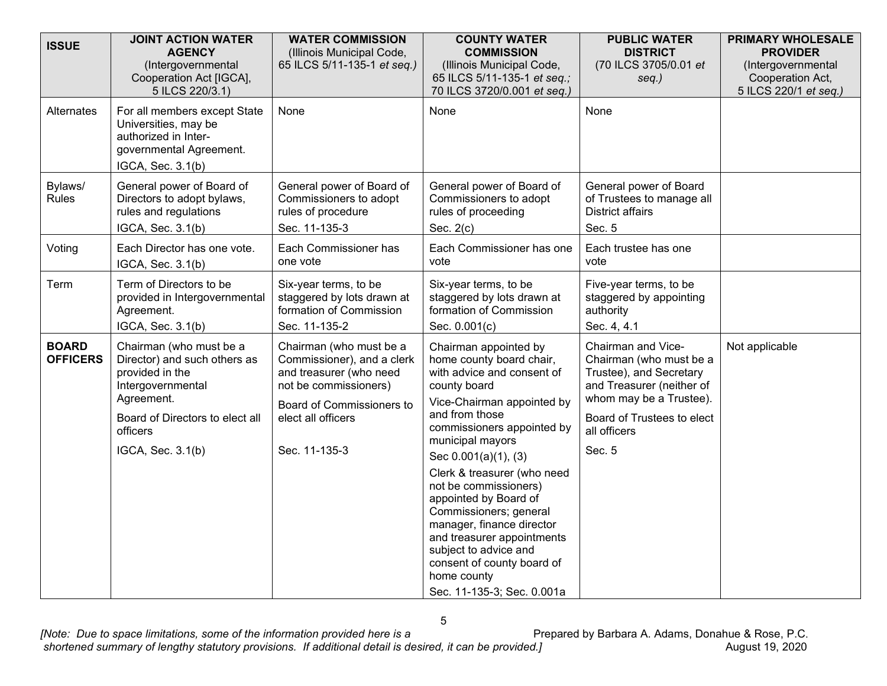| **ISSUE** | **JOINT ACTION WATER AGENCY** (Intergovernmental Cooperation Act [IGCA], 5 ILCS 220/3.1) | **WATER COMMISSION** (Illinois Municipal Code, 65 ILCS 5/11-135-1 *et seq.)* | **COUNTY WATER COMMISSION** (Illinois Municipal Code, 65 ILCS 5/11-135-1 *et seq.;* 70 ILCS 3720/0.001 *et seq.)* | **PUBLIC WATER DISTRICT** (70 ILCS 3705/0.01 *et seq.)* | **PRIMARY WHOLESALE PROVIDER** (Intergovernmental Cooperation Act, 5 ILCS 220/1 *et seq.)* |
|---|---|---|---|---|---|
| Alternates | For all members except State Universities, may be authorized in Inter-governmental Agreement. IGCA, Sec. 3.1(b) | None | None | None | |
| Bylaws/ Rules | General power of Board of Directors to adopt bylaws, rules and regulations IGCA, Sec. 3.1(b) | General power of Board of Commissioners to adopt rules of procedure Sec. 11-135-3 | General power of Board of Commissioners to adopt rules of proceeding Sec. 2(c) | General power of Board of Trustees to manage all District affairs Sec. 5 | |
| Voting | Each Director has one vote. IGCA, Sec. 3.1(b) | Each Commissioner has one vote | Each Commissioner has one vote | Each trustee has one vote | |
| Term | Term of Directors to be provided in Intergovernmental Agreement. IGCA, Sec. 3.1(b) | Six-year terms, to be staggered by lots drawn at formation of Commission Sec. 11-135-2 | Six-year terms, to be staggered by lots drawn at formation of Commission Sec. 0.001(c) | Five-year terms, to be staggered by appointing authority Sec. 4, 4.1 | |
| **BOARD OFFICERS** | Chairman (who must be a Director) and such others as provided in the Intergovernmental Agreement. Board of Directors to elect all officers IGCA, Sec. 3.1(b) | Chairman (who must be a Commissioner), and a clerk and treasurer (who need not be commissioners) Board of Commissioners to elect all officers Sec. 11-135-3 | Chairman appointed by home county board chair, with advice and consent of county board Vice-Chairman appointed by and from those commissioners appointed by municipal mayors Sec 0.001(a)(1), (3) Clerk & treasurer (who need not be commissioners) appointed by Board of Commissioners; general manager, finance director and treasurer appointments subject to advice and consent of county board of home county Sec. 11-135-3; Sec. 0.001a | Chairman and Vice-Chairman (who must be a Trustee), and Secretary and Treasurer (neither of whom may be a Trustee). Board of Trustees to elect all officers Sec. 5 | Not applicable |

*[Note: Due to space limitations, some of the information provided here is a shortened summary of lengthy statutory provisions. If additional detail is desired, it can be provided.]*

Prepared by Barbara A. Adams, Donahue & Rose, P.C.
August 19, 2020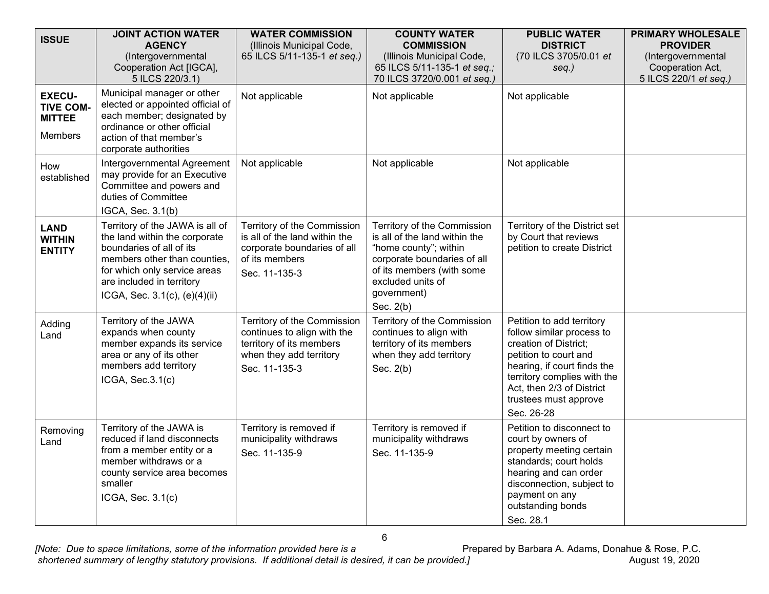| ISSUE | JOINT ACTION WATER AGENCY (Intergovernmental Cooperation Act [IGCA], 5 ILCS 220/3.1) | WATER COMMISSION (Illinois Municipal Code, 65 ILCS 5/11-135-1 *et seq.)* | COUNTY WATER COMMISSION (Illinois Municipal Code, 65 ILCS 5/11-135-1 *et seq.;* 70 ILCS 3720/0.001 *et seq.)* | PUBLIC WATER DISTRICT (70 ILCS 3705/0.01 *et seq.)* | PRIMARY WHOLESALE PROVIDER (Intergovernmental Cooperation Act, 5 ILCS 220/1 *et seq.)* |
|---|---|---|---|---|---|
| **EXECUTIVE COMMITTEE** Members | Municipal manager or other elected or appointed official of each member; designated by ordinance or other official action of that member's corporate authorities | Not applicable | Not applicable | Not applicable | |
| How established | Intergovernmental Agreement may provide for an Executive Committee and powers and duties of Committee IGCA, Sec. 3.1(b) | Not applicable | Not applicable | Not applicable | |
| **LAND WITHIN ENTITY** | Territory of the JAWA is all of the land within the corporate boundaries of all of its members other than counties, for which only service areas are included in territory ICGA, Sec. 3.1(c), (e)(4)(ii) | Territory of the Commission is all of the land within the corporate boundaries of all of its members Sec. 11-135-3 | Territory of the Commission is all of the land within the "home county"; within corporate boundaries of all of its members (with some excluded units of government) Sec. 2(b) | Territory of the District set by Court that reviews petition to create District | |
| Adding Land | Territory of the JAWA expands when county member expands its service area or any of its other members add territory ICGA, Sec.3.1(c) | Territory of the Commission continues to align with the territory of its members when they add territory Sec. 11-135-3 | Territory of the Commission continues to align with territory of its members when they add territory Sec. 2(b) | Petition to add territory follow similar process to creation of District; petition to court and hearing, if court finds the territory complies with the Act, then 2/3 of District trustees must approve Sec. 26-28 | |
| Removing Land | Territory of the JAWA is reduced if land disconnects from a member entity or a member withdraws or a county service area becomes smaller ICGA, Sec. 3.1(c) | Territory is removed if municipality withdraws Sec. 11-135-9 | Territory is removed if municipality withdraws Sec. 11-135-9 | Petition to disconnect to court by owners of property meeting certain standards; court holds hearing and can order disconnection, subject to payment on any outstanding bonds Sec. 28.1 | |

*[Note: Due to space limitations, some of the information provided here is a shortened summary of lengthy statutory provisions. If additional detail is desired, it can be provided.]*

Prepared by Barbara A. Adams, Donahue & Rose, P.C.
August 19, 2020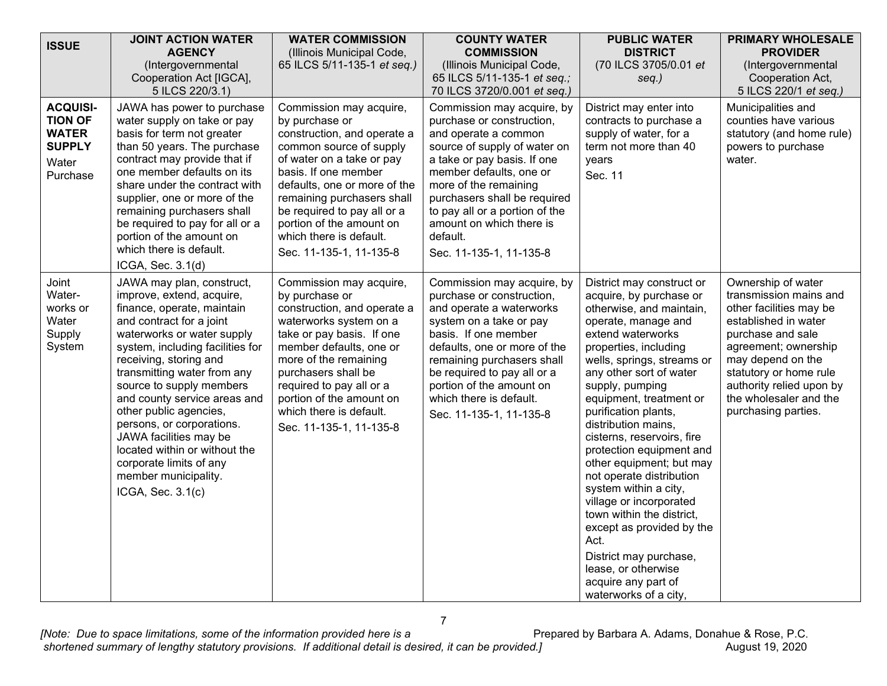| ISSUE | JOINT ACTION WATER AGENCY (Intergovernmental Cooperation Act [IGCA], 5 ILCS 220/3.1) | WATER COMMISSION (Illinois Municipal Code, 65 ILCS 5/11-135-1 *et seq.)* | COUNTY WATER COMMISSION (Illinois Municipal Code, 65 ILCS 5/11-135-1 *et seq.;* 70 ILCS 3720/0.001 *et seq.)* | PUBLIC WATER DISTRICT (70 ILCS 3705/0.01 *et seq.)* | PRIMARY WHOLESALE PROVIDER (Intergovernmental Cooperation Act, 5 ILCS 220/1 *et seq.)* |
|---|---|---|---|---|---|
| **ACQUISITION OF WATER SUPPLY** Water Purchase | JAWA has power to purchase water supply on take or pay basis for term not greater than 50 years. The purchase contract may provide that if one member defaults on its share under the contract with supplier, one or more of the remaining purchasers shall be required to pay for all or a portion of the amount on which there is default. ICGA, Sec. 3.1(d) | Commission may acquire, by purchase or construction, and operate a common source of supply of water on a take or pay basis. If one member defaults, one or more of the remaining purchasers shall be required to pay all or a portion of the amount on which there is default. Sec. 11-135-1, 11-135-8 | Commission may acquire, by purchase or construction, and operate a common source of supply of water on a take or pay basis. If one member defaults, one or more of the remaining purchasers shall be required to pay all or a portion of the amount on which there is default. Sec. 11-135-1, 11-135-8 | District may enter into contracts to purchase a supply of water, for a term not more than 40 years Sec. 11 | Municipalities and counties have various statutory (and home rule) powers to purchase water. |
| Joint Waterworks or Water Supply System | JAWA may plan, construct, improve, extend, acquire, finance, operate, maintain and contract for a joint waterworks or water supply system, including facilities for receiving, storing and transmitting water from any source to supply members and county service areas and other public agencies, persons, or corporations. JAWA facilities may be located within or without the corporate limits of any member municipality. ICGA, Sec. 3.1(c) | Commission may acquire, by purchase or construction, and operate a waterworks system on a take or pay basis. If one member defaults, one or more of the remaining purchasers shall be required to pay all or a portion of the amount on which there is default. Sec. 11-135-1, 11-135-8 | Commission may acquire, by purchase or construction, and operate a waterworks system on a take or pay basis. If one member defaults, one or more of the remaining purchasers shall be required to pay all or a portion of the amount on which there is default. Sec. 11-135-1, 11-135-8 | District may construct or acquire, by purchase or otherwise, and maintain, operate, manage and extend waterworks properties, including wells, springs, streams or any other sort of water supply, pumping equipment, treatment or purification plants, distribution mains, cisterns, reservoirs, fire protection equipment and other equipment; but may not operate distribution system within a city, village or incorporated town within the district, except as provided by the Act. District may purchase, lease, or otherwise acquire any part of waterworks of a city, | Ownership of water transmission mains and other facilities may be established in water purchase and sale agreement; ownership may depend on the statutory or home rule authority relied upon by the wholesaler and the purchasing parties. |

*[Note: Due to space limitations, some of the information provided here is a shortened summary of lengthy statutory provisions. If additional detail is desired, it can be provided.]*

Prepared by Barbara A. Adams, Donahue & Rose, P.C.
August 19, 2020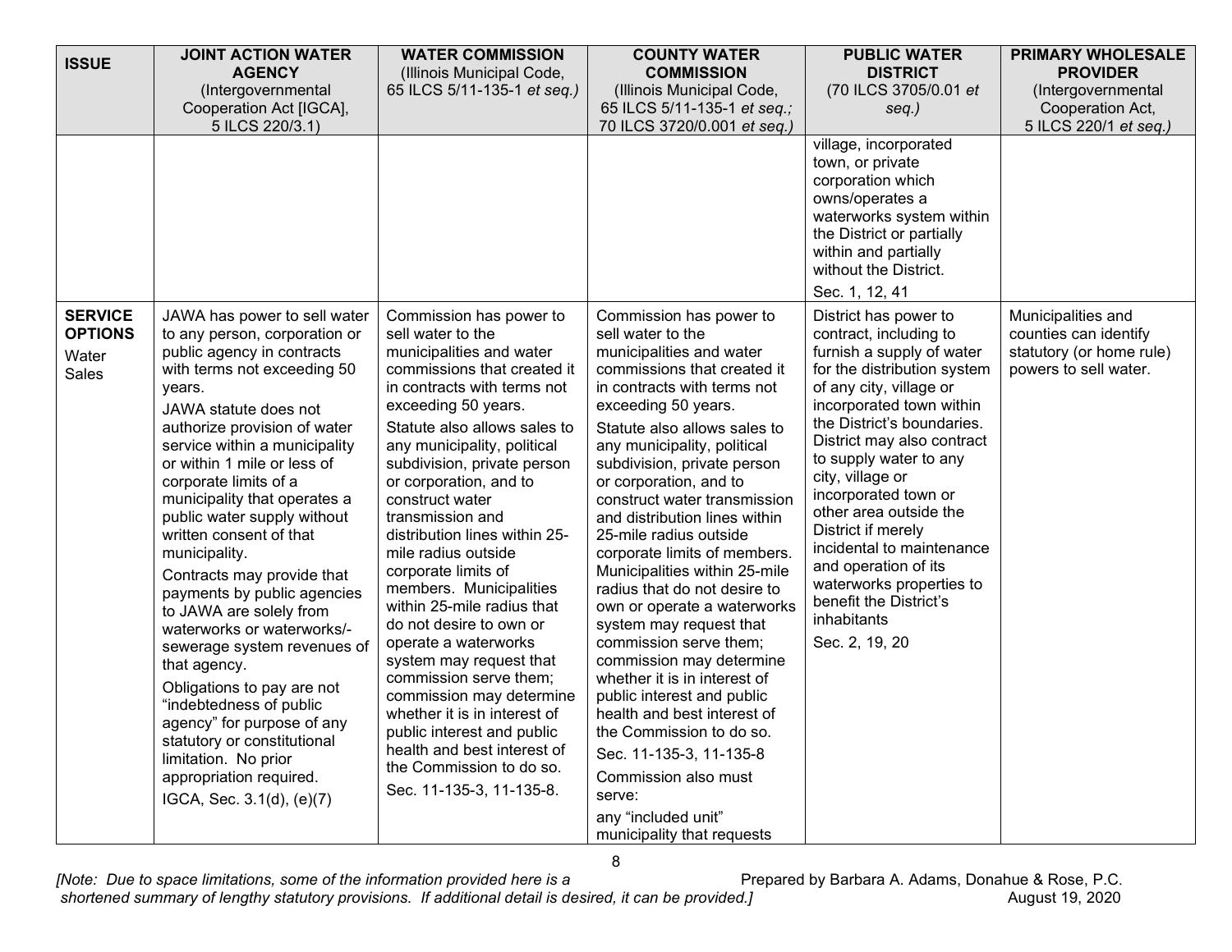| ISSUE | JOINT ACTION WATER AGENCY (Intergovernmental Cooperation Act [IGCA], 5 ILCS 220/3.1) | WATER COMMISSION (Illinois Municipal Code, 65 ILCS 5/11-135-1 *et seq.)* | COUNTY WATER COMMISSION (Illinois Municipal Code, 65 ILCS 5/11-135-1 *et seq.;* 70 ILCS 3720/0.001 *et seq.)* | PUBLIC WATER DISTRICT (70 ILCS 3705/0.01 *et seq.)* | PRIMARY WHOLESALE PROVIDER (Intergovernmental Cooperation Act, 5 ILCS 220/1 *et seq.)* |
|---|---|---|---|---|---|
| | | | | village, incorporated town, or private corporation which owns/operates a waterworks system within the District or partially within and partially without the District.<br><br>Sec. 1, 12, 41 | |
| **SERVICE OPTIONS**<br>Water Sales | JAWA has power to sell water to any person, corporation or public agency in contracts with terms not exceeding 50 years.<br><br>JAWA statute does not authorize provision of water service within a municipality or within 1 mile or less of corporate limits of a municipality that operates a public water supply without written consent of that municipality.<br><br>Contracts may provide that payments by public agencies to JAWA are solely from waterworks or waterworks/-sewerage system revenues of that agency.<br><br>Obligations to pay are not "indebtedness of public agency" for purpose of any statutory or constitutional limitation. No prior appropriation required.<br><br>IGCA, Sec. 3.1(d), (e)(7) | Commission has power to sell water to the municipalities and water commissions that created it in contracts with terms not exceeding 50 years.<br><br>Statute also allows sales to any municipality, political subdivision, private person or corporation, and to construct water transmission and distribution lines within 25-mile radius outside corporate limits of members. Municipalities within 25-mile radius that do not desire to own or operate a waterworks system may request that commission serve them; commission may determine whether it is in interest of public interest and public health and best interest of the Commission to do so.<br><br>Sec. 11-135-3, 11-135-8. | Commission has power to sell water to the municipalities and water commissions that created it in contracts with terms not exceeding 50 years.<br><br>Statute also allows sales to any municipality, political subdivision, private person or corporation, and to construct water transmission and distribution lines within 25-mile radius outside corporate limits of members. Municipalities within 25-mile radius that do not desire to own or operate a waterworks system may request that commission serve them; commission may determine whether it is in interest of public interest and public health and best interest of the Commission to do so.<br><br>Sec. 11-135-3, 11-135-8<br><br>Commission also must serve:<br><br>any "included unit" municipality that requests | District has power to contract, including to furnish a supply of water for the distribution system of any city, village or incorporated town within the District's boundaries. District may also contract to supply water to any city, village or incorporated town or other area outside the District if merely incidental to maintenance and operation of its waterworks properties to benefit the District's inhabitants<br><br>Sec. 2, 19, 20 | Municipalities and counties can identify statutory (or home rule) powers to sell water. |

*[Note: Due to space limitations, some of the information provided here is a shortened summary of lengthy statutory provisions. If additional detail is desired, it can be provided.]*

Prepared by Barbara A. Adams, Donahue & Rose, P.C.
August 19, 2020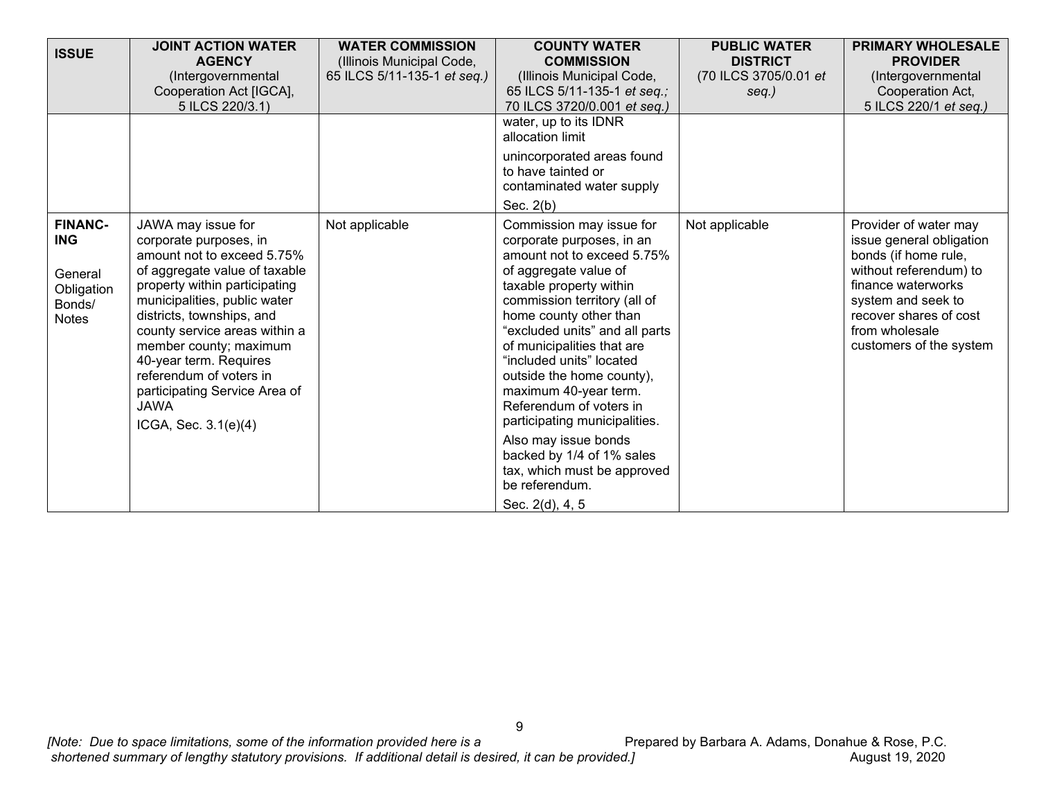| ISSUE | JOINT ACTION WATER AGENCY (Intergovernmental Cooperation Act [IGCA], 5 ILCS 220/3.1) | WATER COMMISSION (Illinois Municipal Code, 65 ILCS 5/11-135-1 *et seq.)* | COUNTY WATER COMMISSION (Illinois Municipal Code, 65 ILCS 5/11-135-1 *et seq.;* 70 ILCS 3720/0.001 *et seq.)* | PUBLIC WATER DISTRICT (70 ILCS 3705/0.01 *et seq.)* | PRIMARY WHOLESALE PROVIDER (Intergovernmental Cooperation Act, 5 ILCS 220/1 *et seq.)* |
|---|---|---|---|---|---|
| | | | water, up to its IDNR allocation limit<br><br>unincorporated areas found to have tainted or contaminated water supply<br><br>Sec. 2(b) | | |
| **FINANC-ING**<br><br>General Obligation Bonds/ Notes | JAWA may issue for corporate purposes, in amount not to exceed 5.75% of aggregate value of taxable property within participating municipalities, public water districts, townships, and county service areas within a member county; maximum 40-year term. Requires referendum of voters in participating Service Area of JAWA<br><br>ICGA, Sec. 3.1(e)(4) | Not applicable | Commission may issue for corporate purposes, in an amount not to exceed 5.75% of aggregate value of taxable property within commission territory (all of home county other than “excluded units” and all parts of municipalities that are “included units” located outside the home county), maximum 40-year term. Referendum of voters in participating municipalities.<br><br>Also may issue bonds backed by 1/4 of 1% sales tax, which must be approved be referendum.<br><br>Sec. 2(d), 4, 5 | Not applicable | Provider of water may issue general obligation bonds (if home rule, without referendum) to finance waterworks system and seek to recover shares of cost from wholesale customers of the system |

*[Note: Due to space limitations, some of the information provided here is a shortened summary of lengthy statutory provisions. If additional detail is desired, it can be provided.]*

Prepared by Barbara A. Adams, Donahue & Rose, P.C.
August 19, 2020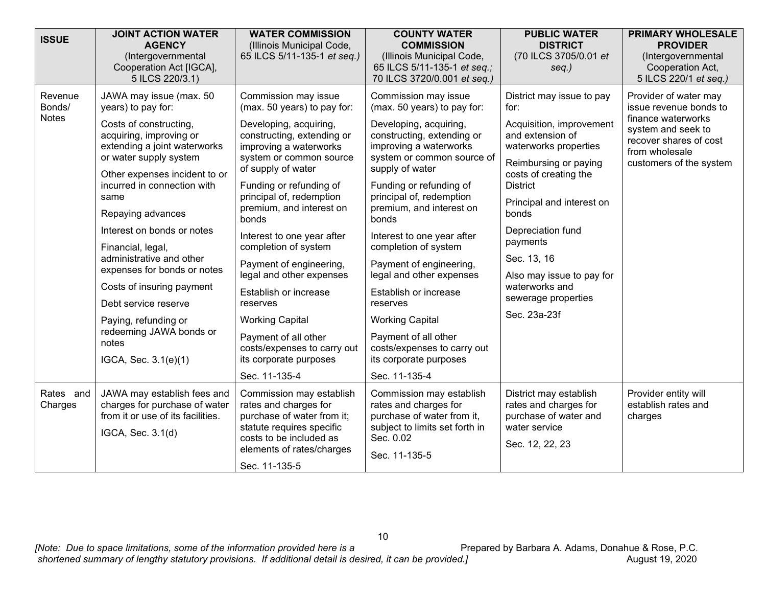| ISSUE | JOINT ACTION WATER AGENCY (Intergovernmental Cooperation Act [IGCA], 5 ILCS 220/3.1) | WATER COMMISSION (Illinois Municipal Code, 65 ILCS 5/11-135-1 *et seq.)* | COUNTY WATER COMMISSION (Illinois Municipal Code, 65 ILCS 5/11-135-1 *et seq.;* 70 ILCS 3720/0.001 *et seq.)* | PUBLIC WATER DISTRICT (70 ILCS 3705/0.01 *et seq.)* | PRIMARY WHOLESALE PROVIDER (Intergovernmental Cooperation Act, 5 ILCS 220/1 *et seq.)* |
|---|---|---|---|---|---|
| Revenue Bonds/ Notes | JAWA may issue (max. 50 years) to pay for:<br><br>Costs of constructing, acquiring, improving or extending a joint waterworks or water supply system<br><br>Other expenses incident to or incurred in connection with same<br><br>Repaying advances<br><br>Interest on bonds or notes<br><br>Financial, legal, administrative and other expenses for bonds or notes<br><br>Costs of insuring payment<br><br>Debt service reserve<br><br>Paying, refunding or redeeming JAWA bonds or notes<br><br>IGCA, Sec. 3.1(e)(1) | Commission may issue (max. 50 years) to pay for:<br><br>Developing, acquiring, constructing, extending or improving a waterworks system or common source of supply of water<br><br>Funding or refunding of principal of, redemption premium, and interest on bonds<br><br>Interest to one year after completion of system<br><br>Payment of engineering, legal and other expenses<br><br>Establish or increase reserves<br><br>Working Capital<br><br>Payment of all other costs/expenses to carry out its corporate purposes<br><br>Sec. 11-135-4 | Commission may issue (max. 50 years) to pay for:<br><br>Developing, acquiring, constructing, extending or improving a waterworks system or common source of supply of water<br><br>Funding or refunding of principal of, redemption premium, and interest on bonds<br><br>Interest to one year after completion of system<br><br>Payment of engineering, legal and other expenses<br><br>Establish or increase reserves<br><br>Working Capital<br><br>Payment of all other costs/expenses to carry out its corporate purposes<br><br>Sec. 11-135-4 | District may issue to pay for:<br><br>Acquisition, improvement and extension of waterworks properties<br><br>Reimbursing or paying costs of creating the District<br><br>Principal and interest on bonds<br><br>Depreciation fund payments<br><br>Sec. 13, 16<br><br>Also may issue to pay for waterworks and sewerage properties<br><br>Sec. 23a-23f | Provider of water may issue revenue bonds to finance waterworks system and seek to recover shares of cost from wholesale customers of the system |
| Rates and Charges | JAWA may establish fees and charges for purchase of water from it or use of its facilities.<br><br>IGCA, Sec. 3.1(d) | Commission may establish rates and charges for purchase of water from it; statute requires specific costs to be included as elements of rates/charges<br><br>Sec. 11-135-5 | Commission may establish rates and charges for purchase of water from it, subject to limits set forth in Sec. 0.02<br><br>Sec. 11-135-5 | District may establish rates and charges for purchase of water and water service<br><br>Sec. 12, 22, 23 | Provider entity will establish rates and charges |

*[Note: Due to space limitations, some of the information provided here is a shortened summary of lengthy statutory provisions. If additional detail is desired, it can be provided.]*

Prepared by Barbara A. Adams, Donahue & Rose, P.C.
August 19, 2020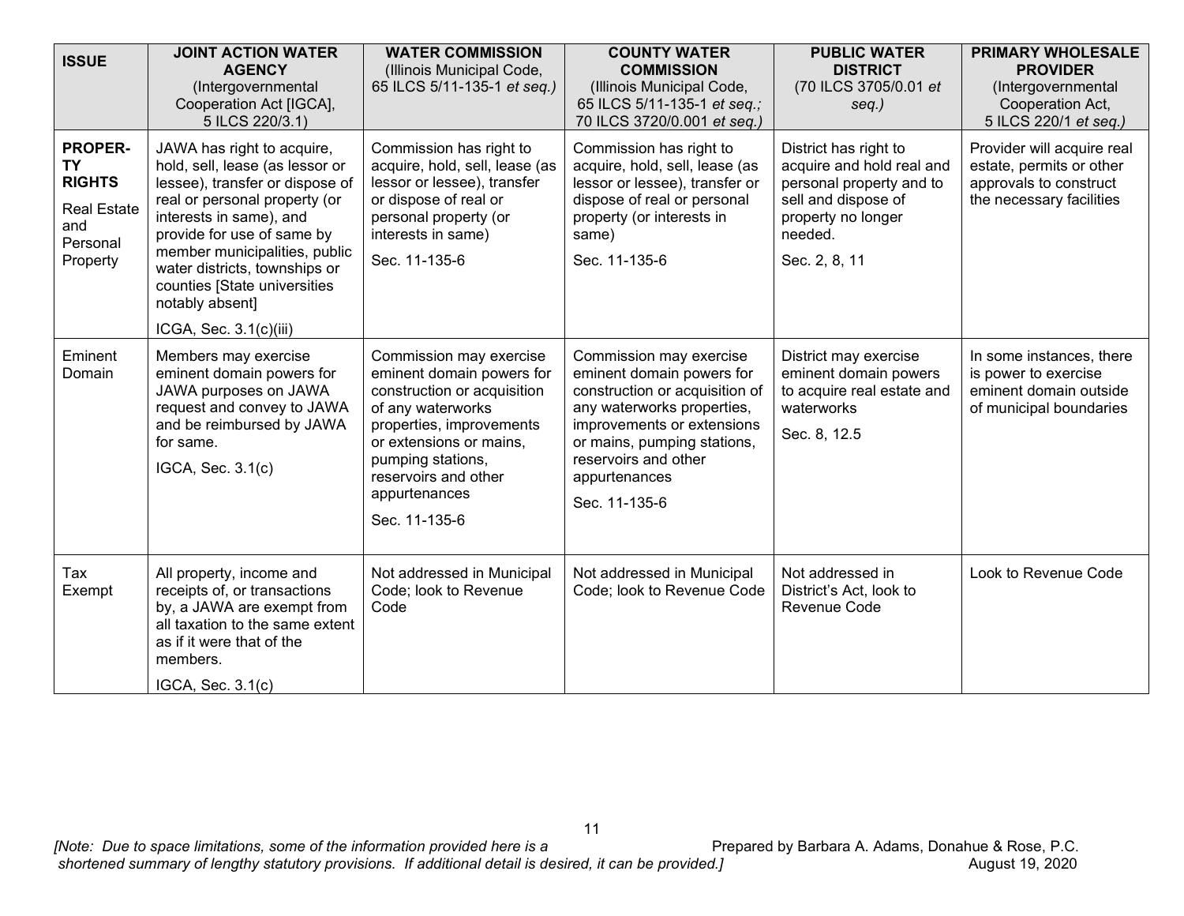| ISSUE | JOINT ACTION WATER AGENCY (Intergovernmental Cooperation Act [IGCA], 5 ILCS 220/3.1) | WATER COMMISSION (Illinois Municipal Code, 65 ILCS 5/11-135-1 *et seq.)* | COUNTY WATER COMMISSION (Illinois Municipal Code, 65 ILCS 5/11-135-1 *et seq.; 70 ILCS 3720/0.001 et seq.)* | PUBLIC WATER DISTRICT (70 ILCS 3705/0.01 *et seq.)* | PRIMARY WHOLESALE PROVIDER (Intergovernmental Cooperation Act, 5 ILCS 220/1 *et seq.)* |
|---|---|---|---|---|---|
| **PROPERTY RIGHTS** Real Estate and Personal Property | JAWA has right to acquire, hold, sell, lease (as lessor or lessee), transfer or dispose of real or personal property (or interests in same), and provide for use of same by member municipalities, public water districts, townships or counties [State universities notably absent] ICGA, Sec. 3.1(c)(iii) | Commission has right to acquire, hold, sell, lease (as lessor or lessee), transfer or dispose of real or personal property (or interests in same) Sec. 11-135-6 | Commission has right to acquire, hold, sell, lease (as lessor or lessee), transfer or dispose of real or personal property (or interests in same) Sec. 11-135-6 | District has right to acquire and hold real and personal property and to sell and dispose of property no longer needed. Sec. 2, 8, 11 | Provider will acquire real estate, permits or other approvals to construct the necessary facilities |
| Eminent Domain | Members may exercise eminent domain powers for JAWA purposes on JAWA request and convey to JAWA and be reimbursed by JAWA for same. IGCA, Sec. 3.1(c) | Commission may exercise eminent domain powers for construction or acquisition of any waterworks properties, improvements or extensions or mains, pumping stations, reservoirs and other appurtenances Sec. 11-135-6 | Commission may exercise eminent domain powers for construction or acquisition of any waterworks properties, improvements or extensions or mains, pumping stations, reservoirs and other appurtenances Sec. 11-135-6 | District may exercise eminent domain powers to acquire real estate and waterworks Sec. 8, 12.5 | In some instances, there is power to exercise eminent domain outside of municipal boundaries |
| Tax Exempt | All property, income and receipts of, or transactions by, a JAWA are exempt from all taxation to the same extent as if it were that of the members. IGCA, Sec. 3.1(c) | Not addressed in Municipal Code; look to Revenue Code | Not addressed in Municipal Code; look to Revenue Code | Not addressed in District's Act, look to Revenue Code | Look to Revenue Code |

*[Note: Due to space limitations, some of the information provided here is a shortened summary of lengthy statutory provisions. If additional detail is desired, it can be provided.]*

Prepared by Barbara A. Adams, Donahue & Rose, P.C.
August 19, 2020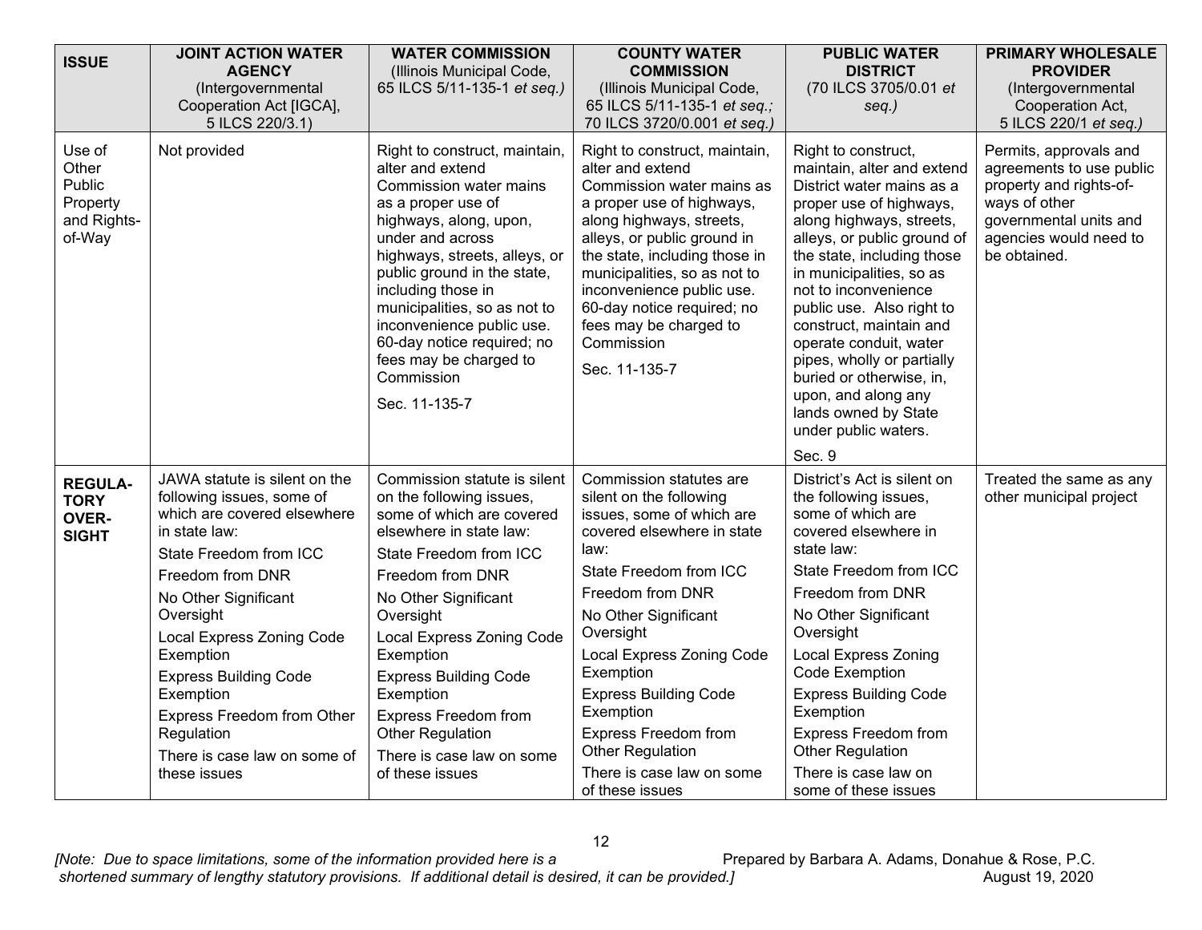| ISSUE | JOINT ACTION WATER AGENCY (Intergovernmental Cooperation Act [IGCA], 5 ILCS 220/3.1) | WATER COMMISSION (Illinois Municipal Code, 65 ILCS 5/11-135-1 *et seq.)* | COUNTY WATER COMMISSION (Illinois Municipal Code, 65 ILCS 5/11-135-1 *et seq.; 70 ILCS 3720/0.001 et seq.)* | PUBLIC WATER DISTRICT (70 ILCS 3705/0.01 *et seq.)* | PRIMARY WHOLESALE PROVIDER (Intergovernmental Cooperation Act, 5 ILCS 220/1 *et seq.)* |
|---|---|---|---|---|---|
| Use of Other Public Property and Rights-of-Way | Not provided | Right to construct, maintain, alter and extend Commission water mains as a proper use of highways, along, upon, under and across highways, streets, alleys, or public ground in the state, including those in municipalities, so as not to inconvenience public use. 60-day notice required; no fees may be charged to Commission<br><br>Sec. 11-135-7 | Right to construct, maintain, alter and extend Commission water mains as a proper use of highways, along highways, streets, alleys, or public ground in the state, including those in municipalities, so as not to inconvenience public use. 60-day notice required; no fees may be charged to Commission<br><br>Sec. 11-135-7 | Right to construct, maintain, alter and extend District water mains as a proper use of highways, along highways, streets, alleys, or public ground of the state, including those in municipalities, so as not to inconvenience public use. Also right to construct, maintain and operate conduit, water pipes, wholly or partially buried or otherwise, in, upon, and along any lands owned by State under public waters.<br><br>Sec. 9 | Permits, approvals and agreements to use public property and rights-of-ways of other governmental units and agencies would need to be obtained. |
| **REGULA-TORY OVER-SIGHT** | JAWA statute is silent on the following issues, some of which are covered elsewhere in state law:<br>State Freedom from ICC<br>Freedom from DNR<br>No Other Significant Oversight<br>Local Express Zoning Code Exemption<br>Express Building Code Exemption<br>Express Freedom from Other Regulation<br>There is case law on some of these issues | Commission statute is silent on the following issues, some of which are covered elsewhere in state law:<br>State Freedom from ICC<br>Freedom from DNR<br>No Other Significant Oversight<br>Local Express Zoning Code Exemption<br>Express Building Code Exemption<br>Express Freedom from Other Regulation<br>There is case law on some of these issues | Commission statutes are silent on the following issues, some of which are covered elsewhere in state law:<br>State Freedom from ICC<br>Freedom from DNR<br>No Other Significant Oversight<br>Local Express Zoning Code Exemption<br>Express Building Code Exemption<br>Express Freedom from Other Regulation<br>There is case law on some of these issues | District's Act is silent on the following issues, some of which are covered elsewhere in state law:<br>State Freedom from ICC<br>Freedom from DNR<br>No Other Significant Oversight<br>Local Express Zoning Code Exemption<br>Express Building Code Exemption<br>Express Freedom from Other Regulation<br>There is case law on some of these issues | Treated the same as any other municipal project |

*[Note: Due to space limitations, some of the information provided here is a shortened summary of lengthy statutory provisions. If additional detail is desired, it can be provided.]*

Prepared by Barbara A. Adams, Donahue & Rose, P.C.
August 19, 2020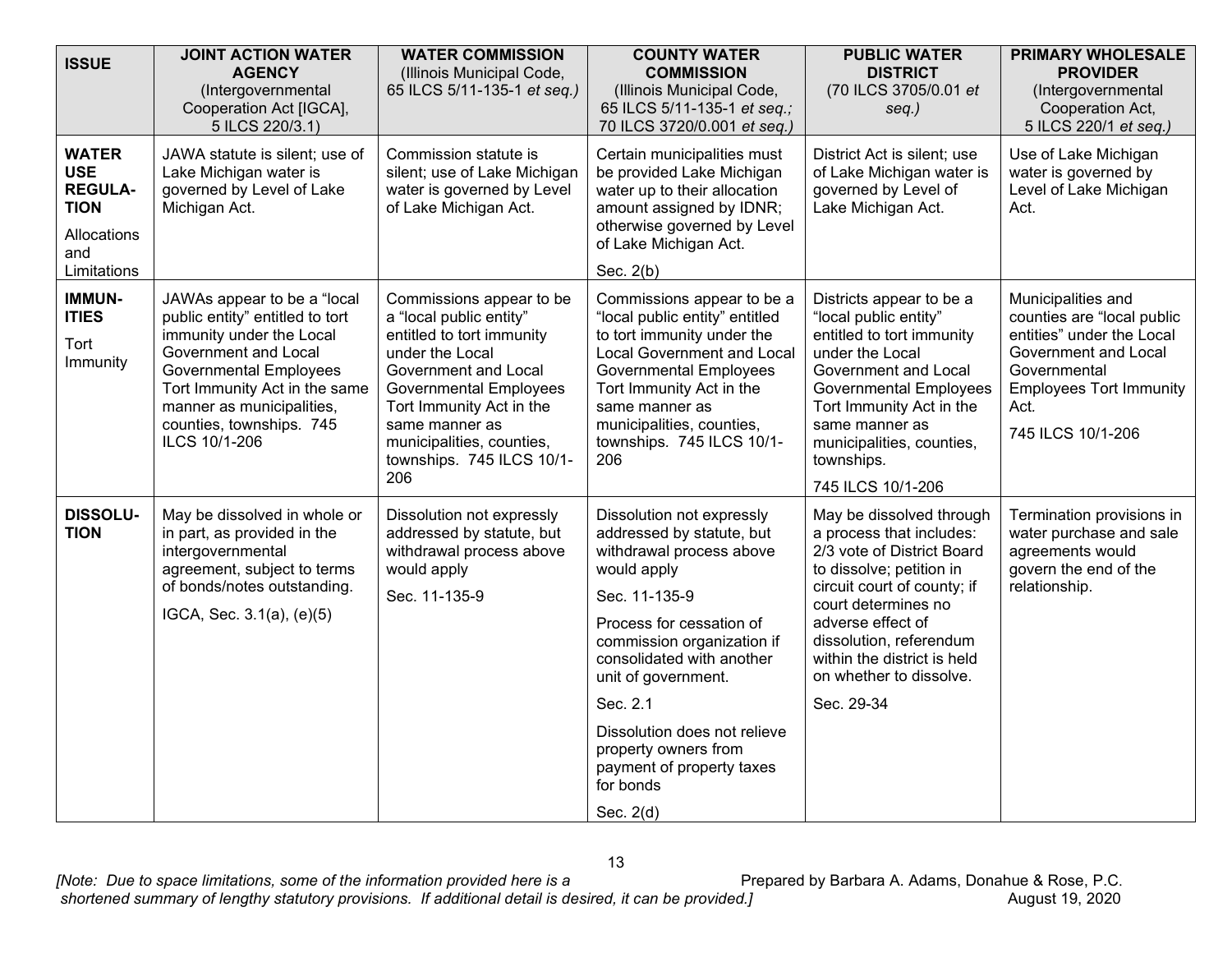| ISSUE | JOINT ACTION WATER AGENCY (Intergovernmental Cooperation Act [IGCA], 5 ILCS 220/3.1) | WATER COMMISSION (Illinois Municipal Code, 65 ILCS 5/11-135-1 *et seq.)* | COUNTY WATER COMMISSION (Illinois Municipal Code, 65 ILCS 5/11-135-1 *et seq.; 70 ILCS 3720/0.001 et seq.)* | PUBLIC WATER DISTRICT (70 ILCS 3705/0.01 *et seq.)* | PRIMARY WHOLESALE PROVIDER (Intergovernmental Cooperation Act, 5 ILCS 220/1 *et seq.)* |
|---|---|---|---|---|---|
| **WATER USE REGULA-TION** Allocations and Limitations | JAWA statute is silent; use of Lake Michigan water is governed by Level of Lake Michigan Act. | Commission statute is silent; use of Lake Michigan water is governed by Level of Lake Michigan Act. | Certain municipalities must be provided Lake Michigan water up to their allocation amount assigned by IDNR; otherwise governed by Level of Lake Michigan Act. Sec. 2(b) | District Act is silent; use of Lake Michigan water is governed by Level of Lake Michigan Act. | Use of Lake Michigan water is governed by Level of Lake Michigan Act. |
| **IMMUN-ITIES** Tort Immunity | JAWAs appear to be a "local public entity" entitled to tort immunity under the Local Government and Local Governmental Employees Tort Immunity Act in the same manner as municipalities, counties, townships. 745 ILCS 10/1-206 | Commissions appear to be a "local public entity" entitled to tort immunity under the Local Government and Local Governmental Employees Tort Immunity Act in the same manner as municipalities, counties, townships. 745 ILCS 10/1-206 | Commissions appear to be a "local public entity" entitled to tort immunity under the Local Government and Local Governmental Employees Tort Immunity Act in the same manner as municipalities, counties, townships. 745 ILCS 10/1-206 | Districts appear to be a "local public entity" entitled to tort immunity under the Local Government and Local Governmental Employees Tort Immunity Act in the same manner as municipalities, counties, townships. 745 ILCS 10/1-206 | Municipalities and counties are "local public entities" under the Local Government and Local Governmental Employees Tort Immunity Act. 745 ILCS 10/1-206 |
| **DISSOLU-TION** | May be dissolved in whole or in part, as provided in the intergovernmental agreement, subject to terms of bonds/notes outstanding. IGCA, Sec. 3.1(a), (e)(5) | Dissolution not expressly addressed by statute, but withdrawal process above would apply Sec. 11-135-9 | Dissolution not expressly addressed by statute, but withdrawal process above would apply Sec. 11-135-9 Process for cessation of commission organization if consolidated with another unit of government. Sec. 2.1 Dissolution does not relieve property owners from payment of property taxes for bonds Sec. 2(d) | May be dissolved through a process that includes: 2/3 vote of District Board to dissolve; petition in circuit court of county; if court determines no adverse effect of dissolution, referendum within the district is held on whether to dissolve. Sec. 29-34 | Termination provisions in water purchase and sale agreements would govern the end of the relationship. |

*[Note: Due to space limitations, some of the information provided here is a shortened summary of lengthy statutory provisions. If additional detail is desired, it can be provided.]*

Prepared by Barbara A. Adams, Donahue & Rose, P.C.
August 19, 2020